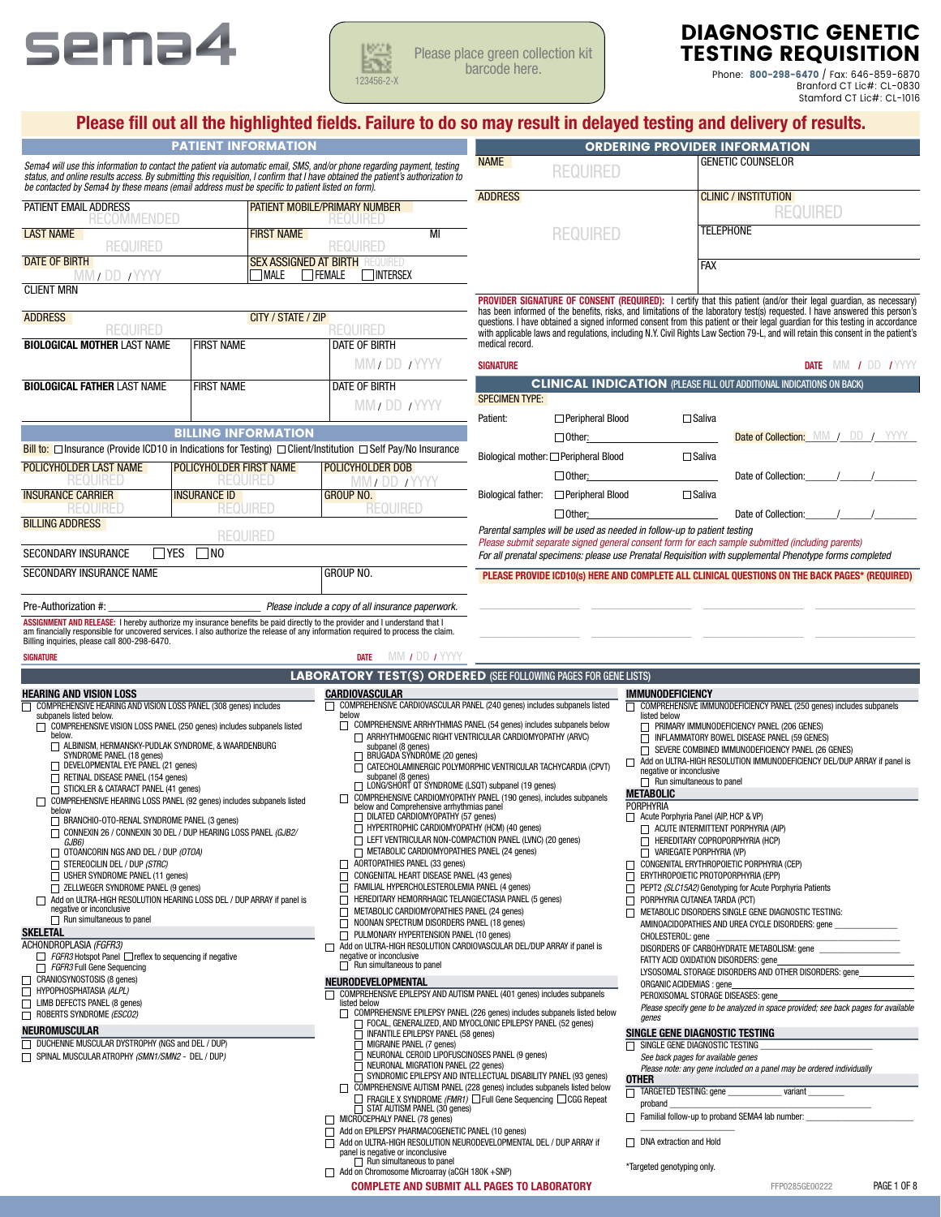# sema4

Please place green collection kit barcode here.

123456-2-X

# DIAGNOSTIC GENETIC TESTING REQUISITION

Phone: **800-298-6470** / Fax: 646-859-6870
Branford CT Lic#: CL-0830
Stamford CT Lic#: CL-1016

**Please fill out all the highlighted fields. Failure to do so may result in delayed testing and delivery of results.**

## PATIENT INFORMATION

*Sema4 will use this information to contact the patient via automatic email, SMS, and/or phone regarding payment, testing status, and online results access. By submitting this requisition, I confirm that I have obtained the patient's authorization to be contacted by Sema4 by these means (email address must be specific to patient listed on form).*

| | |
|---|---|
| PATIENT EMAIL ADDRESS: RECOMMENDED | PATIENT MOBILE/PRIMARY NUMBER: REQUIRED |
| LAST NAME: REQUIRED | FIRST NAME: REQUIRED — MI |
| DATE OF BIRTH: MM / DD / YYYY | SEX ASSIGNED AT BIRTH (REQUIRED): ☐ MALE ☐ FEMALE ☐ INTERSEX |
| CLIENT MRN | |
| ADDRESS: REQUIRED | CITY / STATE / ZIP: REQUIRED |

| BIOLOGICAL MOTHER LAST NAME | FIRST NAME | DATE OF BIRTH |
|---|---|---|
| | | MM / DD / YYYY |

| BIOLOGICAL FATHER LAST NAME | FIRST NAME | DATE OF BIRTH |
|---|---|---|
| | | MM / DD / YYYY |

## BILLING INFORMATION

Bill to: ☐ Insurance (Provide ICD10 in Indications for Testing) ☐ Client/Institution ☐ Self Pay/No Insurance

| POLICYHOLDER LAST NAME | POLICYHOLDER FIRST NAME | POLICYHOLDER DOB |
|---|---|---|
| REQUIRED | REQUIRED | MM / DD / YYYY |
| **INSURANCE CARRIER** | **INSURANCE ID** | **GROUP NO.** |
| REQUIRED | REQUIRED | REQUIRED |

BILLING ADDRESS: REQUIRED

SECONDARY INSURANCE ☐ YES ☐ NO

SECONDARY INSURANCE NAME | GROUP NO.

Pre-Authorization #: ____________________ *Please include a copy of all insurance paperwork.*

**ASSIGNMENT AND RELEASE:** I hereby authorize my insurance benefits be paid directly to the provider and I understand that I am financially responsible for uncovered services. I also authorize the release of any information required to process the claim. Billing inquiries, please call 800-298-6470.

SIGNATURE ____________ DATE MM / DD / YYYY

## ORDERING PROVIDER INFORMATION

| | |
|---|---|
| NAME: REQUIRED | GENETIC COUNSELOR |
| ADDRESS: REQUIRED | CLINIC / INSTITUTION: REQUIRED |
| | TELEPHONE |
| | FAX |

**PROVIDER SIGNATURE OF CONSENT (REQUIRED):** I certify that this patient (and/or their legal guardian, as necessary) has been informed of the benefits, risks, and limitations of the laboratory test(s) requested. I have answered this person's questions. I have obtained a signed informed consent from this patient or their legal guardian for this testing in accordance with applicable laws and regulations, including N.Y. Civil Rights Law Section 79-L, and will retain this consent in the patient's medical record.

SIGNATURE ____________ DATE MM / DD / YYYY

## CLINICAL INDICATION (PLEASE FILL OUT ADDITIONAL INDICATIONS ON BACK)

SPECIMEN TYPE:

- Patient: ☐ Peripheral Blood ☐ Saliva ☐ Other:______ Date of Collection: MM / DD / YYYY
- Biological mother: ☐ Peripheral Blood ☐ Saliva ☐ Other:______ Date of Collection: ___/___/____
- Biological father: ☐ Peripheral Blood ☐ Saliva ☐ Other:______ Date of Collection: ___/___/____

*Parental samples will be used as needed in follow-up to patient testing*
*Please submit separate signed general consent form for each sample submitted (including parents)*
*For all prenatal specimens: please use Prenatal Requisition with supplemental Phenotype forms completed*

**PLEASE PROVIDE ICD10(s) HERE AND COMPLETE ALL CLINICAL QUESTIONS ON THE BACK PAGES* (REQUIRED)**

## LABORATORY TEST(S) ORDERED (SEE FOLLOWING PAGES FOR GENE LISTS)

### HEARING AND VISION LOSS

- ☐ COMPREHENSIVE HEARING AND VISION LOSS PANEL (308 genes) includes subpanels listed below.
  - ☐ COMPREHENSIVE VISION LOSS PANEL (250 genes) includes subpanels listed below.
    - ☐ ALBINISM, HERMANSKY-PUDLAK SYNDROME, & WAARDENBURG SYNDROME PANEL (18 genes)
    - ☐ DEVELOPMENTAL EYE PANEL (21 genes)
    - ☐ RETINAL DISEASE PANEL (154 genes)
    - ☐ STICKLER & CATARACT PANEL (41 genes)
  - ☐ COMPREHENSIVE HEARING LOSS PANEL (92 genes) includes subpanels listed below
    - ☐ BRANCHIO-OTO-RENAL SYNDROME PANEL (3 genes)
    - ☐ CONNEXIN 26 / CONNEXIN 30 DEL / DUP HEARING LOSS PANEL *(GJB2/ GJB6)*
    - ☐ OTOANCORIN NGS AND DEL / DUP *(OTOA)*
    - ☐ STEREOCILIN DEL / DUP *(STRC)*
    - ☐ USHER SYNDROME PANEL (11 genes)
    - ☐ ZELLWEGER SYNDROME PANEL (9 genes)
  - ☐ Add on ULTRA-HIGH RESOLUTION HEARING LOSS DEL / DUP ARRAY if panel is negative or inconclusive
    - ☐ Run simultaneous to panel

### SKELETAL

ACHONDROPLASIA *(FGFR3)*
- ☐ *FGFR3* Hotspot Panel ☐ reflex to sequencing if negative
- ☐ *FGFR3* Full Gene Sequencing

- ☐ CRANIOSYNOSTOSIS (8 genes)
- ☐ HYPOPHOSPHATASIA *(ALPL)*
- ☐ LIMB DEFECTS PANEL (8 genes)
- ☐ ROBERTS SYNDROME *(ESCO2)*

### NEUROMUSCULAR

- ☐ DUCHENNE MUSCULAR DYSTROPHY (NGS and DEL / DUP)
- ☐ SPINAL MUSCULAR ATROPHY *(SMN1/SMN2* - DEL / DUP)

### CARDIOVASCULAR

- ☐ COMPREHENSIVE CARDIOVASCULAR PANEL (240 genes) includes subpanels listed below
  - ☐ COMPREHENSIVE ARRHYTHMIAS PANEL (54 genes) includes subpanels listed below
    - ☐ ARRHYTHMOGENIC RIGHT VENTRICULAR CARDIOMYOPATHY (ARVC) subpanel (8 genes)
    - ☐ BRUGADA SYNDROME (20 genes)
    - ☐ CATECHOLAMINERGIC POLYMORPHIC VENTRICULAR TACHYCARDIA (CPVT) subpanel (8 genes)
    - ☐ LONG/SHORT QT SYNDROME (LSQT) subpanel (19 genes)
  - ☐ COMPREHENSIVE CARDIOMYOPATHY PANEL (190 genes), includes subpanels below and Comprehensive arrhythmias panel
    - ☐ DILATED CARDIOMYOPATHY (57 genes)
    - ☐ HYPERTROPHIC CARDIOMYOPATHY (HCM) (40 genes)
    - ☐ LEFT VENTRICULAR NON-COMPACTION PANEL (LVNC) (20 genes)
    - ☐ METABOLIC CARDIOMYOPATHIES PANEL (24 genes)
  - ☐ AORTOPATHIES PANEL (33 genes)
  - ☐ CONGENITAL HEART DISEASE PANEL (43 genes)
  - ☐ FAMILIAL HYPERCHOLESTEROLEMIA PANEL (4 genes)
  - ☐ HEREDITARY HEMORRHAGIC TELANGIECTASIA PANEL (5 genes)
  - ☐ METABOLIC CARDIOMYOPATHIES PANEL (24 genes)
  - ☐ NOONAN SPECTRUM DISORDERS PANEL (18 genes)
  - ☐ PULMONARY HYPERTENSION PANEL (10 genes)
- ☐ Add on ULTRA-HIGH RESOLUTION CARDIOVASCULAR DEL/DUP ARRAY if panel is negative or inconclusive
  - ☐ Run simultaneous to panel

### NEURODEVELOPMENTAL

- ☐ COMPREHENSIVE EPILEPSY AND AUTISM PANEL (401 genes) includes subpanels listed below
  - ☐ COMPREHENSIVE EPILEPSY PANEL (226 genes) includes subpanels listed below
    - ☐ FOCAL, GENERALIZED, AND MYOCLONIC EPILEPSY PANEL (52 genes)
    - ☐ INFANTILE EPILEPSY PANEL (58 genes)
    - ☐ MIGRAINE PANEL (7 genes)
    - ☐ NEURONAL CEROID LIPOFUSCINOSES PANEL (9 genes)
    - ☐ NEURONAL MIGRATION PANEL (22 genes)
    - ☐ SYNDROMIC EPILEPSY AND INTELLECTUAL DISABILITY PANEL (93 genes)
  - ☐ COMPREHENSIVE AUTISM PANEL (228 genes) includes subpanels listed below
    - ☐ FRAGILE X SYNDROME *(FMR1)* ☐ Full Gene Sequencing ☐ CGG Repeat
    - ☐ STAT AUTISM PANEL (30 genes)
- ☐ MICROCEPHALY PANEL (78 genes)
- ☐ Add on EPILEPSY PHARMACOGENETIC PANEL (10 genes)
- ☐ Add on ULTRA-HIGH RESOLUTION NEURODEVELOPMENTAL DEL / DUP ARRAY if panel is negative or inconclusive
  - ☐ Run simultaneous to panel
- ☐ Add on Chromosome Microarray (aCGH 180K +SNP)

### IMMUNODEFICIENCY

- ☐ COMPREHENSIVE IMMUNODEFICIENCY PANEL (250 genes) includes subpanels listed below
  - ☐ PRIMARY IMMUNODEFICIENCY PANEL (206 GENES)
  - ☐ INFLAMMATORY BOWEL DISEASE PANEL (59 GENES)
  - ☐ SEVERE COMBINED IMMUNODEFICIENCY PANEL (26 GENES)
- ☐ Add on ULTRA-HIGH RESOLUTION IMMUNODEFICIENCY DEL/DUP ARRAY if panel is negative or inconclusive
  - ☐ Run simultaneous to panel

### METABOLIC

PORPHYRIA
- ☐ Acute Porphyria Panel (AIP, HCP & VP)
  - ☐ ACUTE INTERMITTENT PORPHYRIA (AIP)
  - ☐ HEREDITARY COPROPORPHYRIA (HCP)
  - ☐ VARIEGATE PORPHYRIA (VP)
- ☐ CONGENITAL ERYTHROPOIETIC PORPHYRIA (CEP)
- ☐ ERYTHROPOIETIC PROTOPORPHYRIA (EPP)
- ☐ PEPT2 *(SLC15A2)* Genotyping for Acute Porphyria Patients
- ☐ PORPHYRIA CUTANEA TARDA (PCT)
- ☐ METABOLIC DISORDERS SINGLE GENE DIAGNOSTIC TESTING:
  - AMINOACIDOPATHIES AND UREA CYCLE DISORDERS: gene ____________
  - CHOLESTEROL: gene ____________
  - DISORDERS OF CARBOHYDRATE METABOLISM: gene ____________
  - FATTY ACID OXIDATION DISORDERS: gene ____________
  - LYSOSOMAL STORAGE DISORDERS AND OTHER DISORDERS: gene ____________
  - ORGANIC ACIDEMIAS : gene ____________
  - PEROXISOMAL STORAGE DISEASES: gene ____________

*Please specify gene to be analyzed in space provided; see back pages for available genes*

### SINGLE GENE DIAGNOSTIC TESTING

- ☐ SINGLE GENE DIAGNOSTIC TESTING ____________

*See back pages for available genes*
*Please note: any gene included on a panel may be ordered individually*

### OTHER

- ☐ TARGETED TESTING: gene ________ variant ________ proband ____________
- ☐ Familial follow-up to proband SEMA4 lab number: ____________
- ☐ DNA extraction and Hold

*Targeted genotyping only.

**COMPLETE AND SUBMIT ALL PAGES TO LABORATORY**

FFP0285GE00222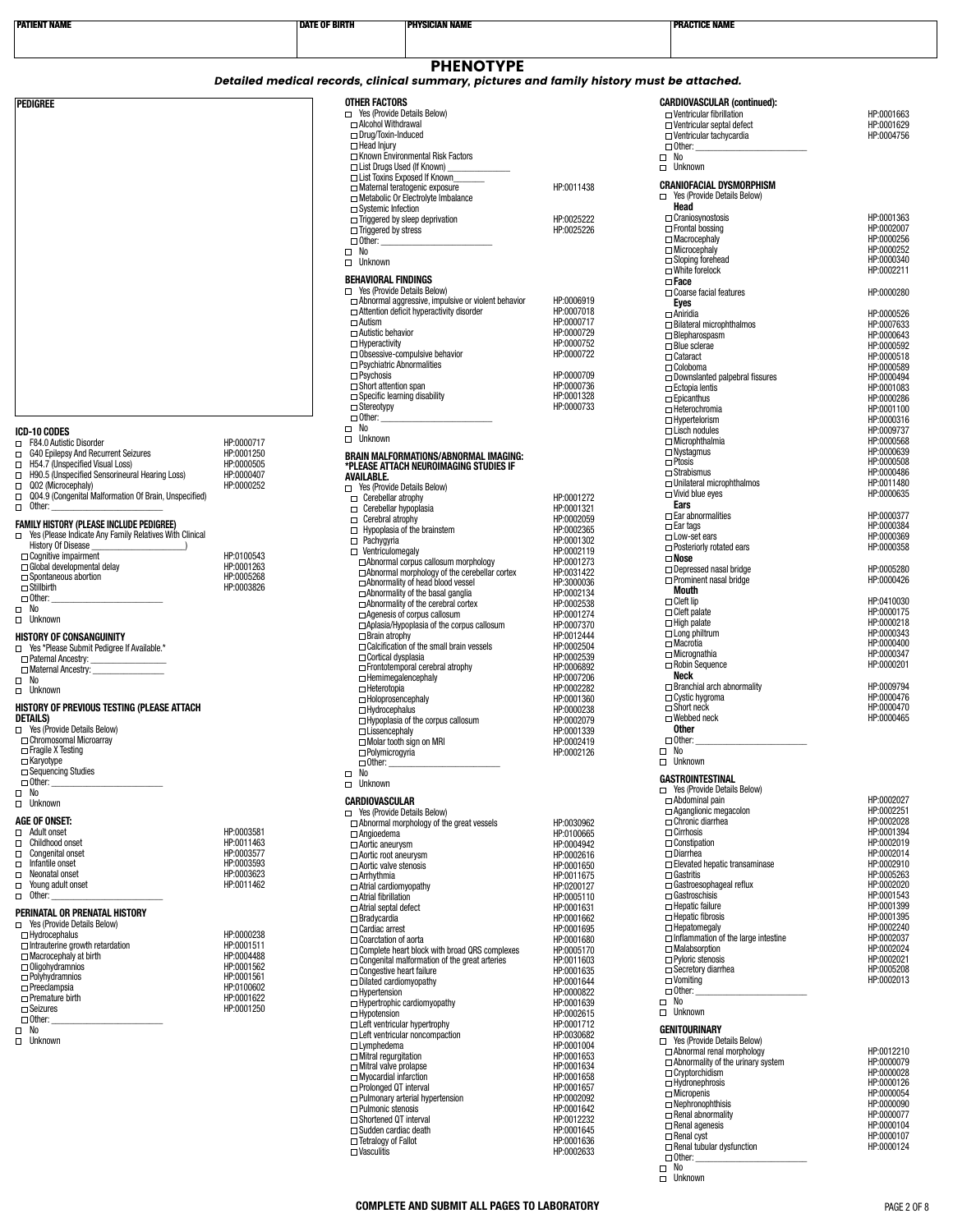| PATIENT NAME | DATE OF BIRTH | PHYSICIAN NAME | PRACTICE NAME |
|---|---|---|---|
| | | | |

# PHENOTYPE

***Detailed medical records, clinical summary, pictures and family history must be attached.***

## PEDIGREE

## ICD-10 CODES

| | |
|---|---|
| ☐ F84.0 Autistic Disorder | HP:0000717 |
| ☐ G40 Epilepsy And Recurrent Seizures | HP:0001250 |
| ☐ H54.7 (Unspecified Visual Loss) | HP:0000505 |
| ☐ H90.5 (Unspecified Sensorineural Hearing Loss) | HP:0000407 |
| ☐ Q02 (Microcephaly) | HP:0000252 |
| ☐ Q04.9 (Congenital Malformation Of Brain, Unspecified) | |
| ☐ Other: ______________________ | |

## FAMILY HISTORY (PLEASE INCLUDE PEDIGREE)

☐ Yes (Please Indicate Any Family Relatives With Clinical History Of Disease ____________________)

| | |
|---|---|
| ☐ Cognitive impairment | HP:0100543 |
| ☐ Global developmental delay | HP:0001263 |
| ☐ Spontaneous abortion | HP:0005268 |
| ☐ Stillbirth | HP:0003826 |
| ☐ Other: ______________________ | |

☐ No
☐ Unknown

## HISTORY OF CONSANGUINITY

☐ Yes *Please Submit Pedigree If Available.*
- ☐ Paternal Ancestry: ________________
- ☐ Maternal Ancestry: ________________

☐ No
☐ Unknown

## HISTORY OF PREVIOUS TESTING (PLEASE ATTACH DETAILS)

☐ Yes (Provide Details Below)
- ☐ Chromosomal Microarray
- ☐ Fragile X Testing
- ☐ Karyotype
- ☐ Sequencing Studies
- ☐ Other: ______________________

☐ No
☐ Unknown

## AGE OF ONSET:

| | |
|---|---|
| ☐ Adult onset | HP:0003581 |
| ☐ Childhood onset | HP:0011463 |
| ☐ Congenital onset | HP:0003577 |
| ☐ Infantile onset | HP:0003593 |
| ☐ Neonatal onset | HP:0003623 |
| ☐ Young adult onset | HP:0011462 |
| ☐ Other: ______________________ | |

## PERINATAL OR PRENATAL HISTORY

☐ Yes (Provide Details Below)

| | |
|---|---|
| ☐ Hydrocephalus | HP:0000238 |
| ☐ Intrauterine growth retardation | HP:0001511 |
| ☐ Macrocephaly at birth | HP:0004488 |
| ☐ Oligohydramnios | HP:0001562 |
| ☐ Polyhydramnios | HP:0001561 |
| ☐ Preeclampsia | HP:0100602 |
| ☐ Premature birth | HP:0001622 |
| ☐ Seizures | HP:0001250 |
| ☐ Other: ______________________ | |

☐ No
☐ Unknown

## OTHER FACTORS

☐ Yes (Provide Details Below)

| | |
|---|---|
| ☐ Alcohol Withdrawal | |
| ☐ Drug/Toxin-Induced | |
| ☐ Head Injury | |
| ☐ Known Environmental Risk Factors | |
| ☐ List Drugs Used (If Known) ______________ | |
| ☐ List Toxins Exposed If Known_______ | |
| ☐ Maternal teratogenic exposure | HP:0011438 |
| ☐ Metabolic Or Electrolyte Imbalance | |
| ☐ Systemic Infection | |
| ☐ Triggered by sleep deprivation | HP:0025222 |
| ☐ Triggered by stress | HP:0025226 |
| ☐ Other: ______________________ | |

☐ No
☐ Unknown

## BEHAVIORAL FINDINGS

☐ Yes (Provide Details Below)

| | |
|---|---|
| ☐ Abnormal aggressive, impulsive or violent behavior | HP:0006919 |
| ☐ Attention deficit hyperactivity disorder | HP:0007018 |
| ☐ Autism | HP:0000717 |
| ☐ Autistic behavior | HP:0000729 |
| ☐ Hyperactivity | HP:0000752 |
| ☐ Obsessive-compulsive behavior | HP:0000722 |
| ☐ Psychiatric Abnormalities | |
| ☐ Psychosis | HP:0000709 |
| ☐ Short attention span | HP:0000736 |
| ☐ Specific learning disability | HP:0001328 |
| ☐ Stereotypy | HP:0000733 |
| ☐ Other: ______________________ | |

☐ No
☐ Unknown

## BRAIN MALFORMATIONS/ABNORMAL IMAGING: *PLEASE ATTACH NEUROIMAGING STUDIES IF AVAILABLE.

☐ Yes (Provide Details Below)

| | |
|---|---|
| ☐ Cerebellar atrophy | HP:0001272 |
| ☐ Cerebellar hypoplasia | HP:0001321 |
| ☐ Cerebral atrophy | HP:0002059 |
| ☐ Hypoplasia of the brainstem | HP:0002365 |
| ☐ Pachygyria | HP:0001302 |
| ☐ Ventriculomegaly | HP:0002119 |
| ☐ Abnormal corpus callosum morphology | HP:0001273 |
| ☐ Abnormal morphology of the cerebellar cortex | HP:0031422 |
| ☐ Abnormality of head blood vessel | HP:3000036 |
| ☐ Abnormality of the basal ganglia | HP:0002134 |
| ☐ Abnormality of the cerebral cortex | HP:0002538 |
| ☐ Agenesis of corpus callosum | HP:0001274 |
| ☐ Aplasia/Hypoplasia of the corpus callosum | HP:0007370 |
| ☐ Brain atrophy | HP:0012444 |
| ☐ Calcification of the small brain vessels | HP:0002504 |
| ☐ Cortical dysplasia | HP:0002539 |
| ☐ Frontotemporal cerebral atrophy | HP:0006892 |
| ☐ Hemimegalencephaly | HP:0007206 |
| ☐ Heterotopia | HP:0002282 |
| ☐ Holoprosencephaly | HP:0001360 |
| ☐ Hydrocephalus | HP:0000238 |
| ☐ Hypoplasia of the corpus callosum | HP:0002079 |
| ☐ Lissencephaly | HP:0001339 |
| ☐ Molar tooth sign on MRI | HP:0002419 |
| ☐ Polymicrogyria | HP:0002126 |
| ☐ Other: ______________________ | |

☐ No
☐ Unknown

## CARDIOVASCULAR

☐ Yes (Provide Details Below)

| | |
|---|---|
| ☐ Abnormal morphology of the great vessels | HP:0030962 |
| ☐ Angioedema | HP:0100665 |
| ☐ Aortic aneurysm | HP:0004942 |
| ☐ Aortic root aneurysm | HP:0002616 |
| ☐ Aortic valve stenosis | HP:0001650 |
| ☐ Arrhythmia | HP:0011675 |
| ☐ Atrial cardiomyopathy | HP:0200127 |
| ☐ Atrial fibrillation | HP:0005110 |
| ☐ Atrial septal defect | HP:0001631 |
| ☐ Bradycardia | HP:0001662 |
| ☐ Cardiac arrest | HP:0001695 |
| ☐ Coarctation of aorta | HP:0001680 |
| ☐ Complete heart block with broad QRS complexes | HP:0005170 |
| ☐ Congenital malformation of the great arteries | HP:0011603 |
| ☐ Congestive heart failure | HP:0001635 |
| ☐ Dilated cardiomyopathy | HP:0001644 |
| ☐ Hypertension | HP:0000822 |
| ☐ Hypertrophic cardiomyopathy | HP:0001639 |
| ☐ Hypotension | HP:0002615 |
| ☐ Left ventricular hypertrophy | HP:0001712 |
| ☐ Left ventricular noncompaction | HP:0030682 |
| ☐ Lymphedema | HP:0001004 |
| ☐ Mitral regurgitation | HP:0001653 |
| ☐ Mitral valve prolapse | HP:0001634 |
| ☐ Myocardial infarction | HP:0001658 |
| ☐ Prolonged QT interval | HP:0001657 |
| ☐ Pulmonary arterial hypertension | HP:0002092 |
| ☐ Pulmonic stenosis | HP:0001642 |
| ☐ Shortened QT interval | HP:0012232 |
| ☐ Sudden cardiac death | HP:0001645 |
| ☐ Tetralogy of Fallot | HP:0001636 |
| ☐ Vasculitis | HP:0002633 |

## CARDIOVASCULAR (continued):

| | |
|---|---|
| ☐ Ventricular fibrillation | HP:0001663 |
| ☐ Ventricular septal defect | HP:0001629 |
| ☐ Ventricular tachycardia | HP:0004756 |
| ☐ Other: ______________________ | |

☐ No
☐ Unknown

## CRANIOFACIAL DYSMORPHISM

☐ Yes (Provide Details Below)

**Head**

| | |
|---|---|
| ☐ Craniosynostosis | HP:0001363 |
| ☐ Frontal bossing | HP:0002007 |
| ☐ Macrocephaly | HP:0000256 |
| ☐ Microcephaly | HP:0000252 |
| ☐ Sloping forehead | HP:0000340 |
| ☐ White forelock | HP:0002211 |

☐ **Face**

| | |
|---|---|
| ☐ Coarse facial features | HP:0000280 |

**Eyes**

| | |
|---|---|
| ☐ Aniridia | HP:0000526 |
| ☐ Bilateral microphthalmos | HP:0007633 |
| ☐ Blepharospasm | HP:0000643 |
| ☐ Blue sclerae | HP:0000592 |
| ☐ Cataract | HP:0000518 |
| ☐ Coloboma | HP:0000589 |
| ☐ Downslanted palpebral fissures | HP:0000494 |
| ☐ Ectopia lentis | HP:0001083 |
| ☐ Epicanthus | HP:0000286 |
| ☐ Heterochromia | HP:0001100 |
| ☐ Hypertelorism | HP:0000316 |
| ☐ Lisch nodules | HP:0009737 |
| ☐ Microphthalmia | HP:0000568 |
| ☐ Nystagmus | HP:0000639 |
| ☐ Ptosis | HP:0000508 |
| ☐ Strabismus | HP:0000486 |
| ☐ Unilateral microphthalmos | HP:0011480 |
| ☐ Vivid blue eyes | HP:0000635 |

**Ears**

| | |
|---|---|
| ☐ Ear abnormalities | HP:0000377 |
| ☐ Ear tags | HP:0000384 |
| ☐ Low-set ears | HP:0000369 |
| ☐ Posteriorly rotated ears | HP:0000358 |

☐ **Nose**

| | |
|---|---|
| ☐ Depressed nasal bridge | HP:0005280 |
| ☐ Prominent nasal bridge | HP:0000426 |

**Mouth**

| | |
|---|---|
| ☐ Cleft lip | HP:0410030 |
| ☐ Cleft palate | HP:0000175 |
| ☐ High palate | HP:0000218 |
| ☐ Long philtrum | HP:0000343 |
| ☐ Macrotia | HP:0000400 |
| ☐ Micrognathia | HP:0000347 |
| ☐ Robin Sequence | HP:0000201 |

**Neck**

| | |
|---|---|
| ☐ Branchial arch abnormality | HP:0009794 |
| ☐ Cystic hygroma | HP:0000476 |
| ☐ Short neck | HP:0000470 |
| ☐ Webbed neck | HP:0000465 |

**Other**

☐ Other: ______________________

☐ No
☐ Unknown

## GASTROINTESTINAL

☐ Yes (Provide Details Below)

| | |
|---|---|
| ☐ Abdominal pain | HP:0002027 |
| ☐ Aganglionic megacolon | HP:0002251 |
| ☐ Chronic diarrhea | HP:0002028 |
| ☐ Cirrhosis | HP:0001394 |
| ☐ Constipation | HP:0002019 |
| ☐ Diarrhea | HP:0002014 |
| ☐ Elevated hepatic transaminase | HP:0002910 |
| ☐ Gastritis | HP:0005263 |
| ☐ Gastroesophageal reflux | HP:0002020 |
| ☐ Gastroschisis | HP:0001543 |
| ☐ Hepatic failure | HP:0001399 |
| ☐ Hepatic fibrosis | HP:0001395 |
| ☐ Hepatomegaly | HP:0002240 |
| ☐ Inflammation of the large intestine | HP:0002037 |
| ☐ Malabsorption | HP:0002024 |
| ☐ Pyloric stenosis | HP:0002021 |
| ☐ Secretory diarrhea | HP:0005208 |
| ☐ Vomiting | HP:0002013 |
| ☐ Other: ______________________ | |

☐ No
☐ Unknown

## GENITOURINARY

☐ Yes (Provide Details Below)

| | |
|---|---|
| ☐ Abnormal renal morphology | HP:0012210 |
| ☐ Abnormality of the urinary system | HP:0000079 |
| ☐ Cryptorchidism | HP:0000028 |
| ☐ Hydronephrosis | HP:0000126 |
| ☐ Micropenis | HP:0000054 |
| ☐ Nephronophthisis | HP:0000090 |
| ☐ Renal abnormality | HP:0000077 |
| ☐ Renal agenesis | HP:0000104 |
| ☐ Renal cyst | HP:0000107 |
| ☐ Renal tubular dysfunction | HP:0000124 |
| ☐ Other: ______________________ | |

☐ No
☐ Unknown

**COMPLETE AND SUBMIT ALL PAGES TO LABORATORY**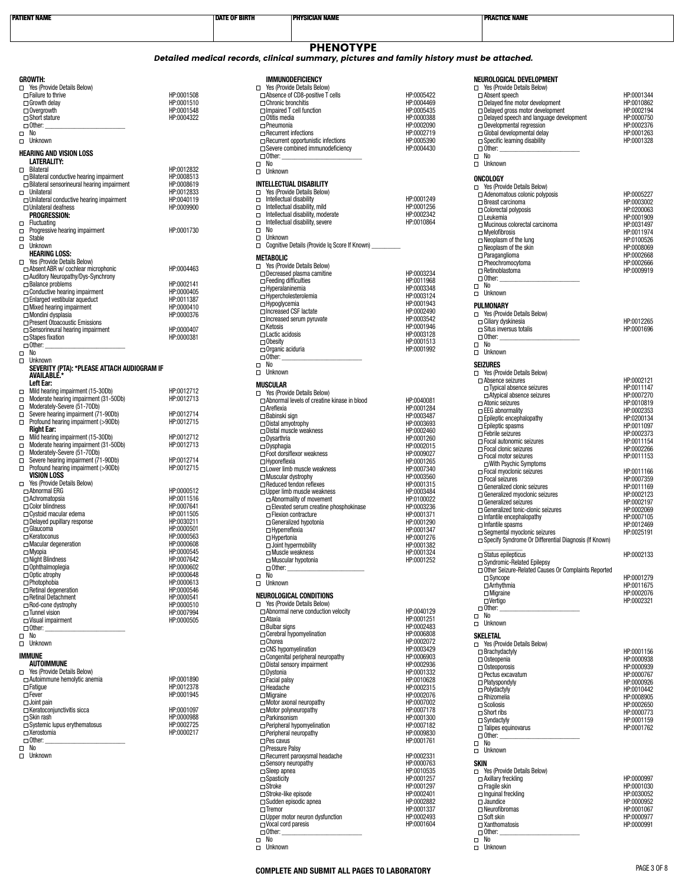| PATIENT NAME | DATE OF BIRTH | PHYSICIAN NAME | PRACTICE NAME |
|---|---|---|---|
| | | | |

# PHENOTYPE

***Detailed medical records, clinical summary, pictures and family history must be attached.***

## GROWTH:

- ☐ Yes (Provide Details Below)
  - ☐ Failure to thrive HP:0001508
  - ☐ Growth delay HP:0001510
  - ☐ Overgrowth HP:0001548
  - ☐ Short stature HP:0004322
  - ☐ Other: ____________
- ☐ No
- ☐ Unknown

## HEARING AND VISION LOSS

### LATERALITY:

- ☐ Bilateral HP:0012832
  - ☐ Bilateral conductive hearing impairment HP:0008513
  - ☐ Bilateral sensorineural hearing impairment HP:0008619
- ☐ Unilateral HP:0012833
  - ☐ Unilateral conductive hearing impairment HP:0040119
  - ☐ Unilateral deafness HP:0009900

### PROGRESSION:

- ☐ Fluctuating
- ☐ Progressive hearing impairment HP:0001730
- ☐ Stable
- ☐ Unknown

### HEARING LOSS:

- ☐ Yes (Provide Details Below)
  - ☐ Absent ABR w/ cochlear microphonic HP:0004463
  - ☐ Auditory Neuropathy/Dys-Synchrony
  - ☐ Balance problems HP:0002141
  - ☐ Conductive hearing impairment HP:0000405
  - ☐ Enlarged vestibular aqueduct HP:0011387
  - ☐ Mixed hearing impairment HP:0000410
  - ☐ Mondini dysplasia HP:0000376
  - ☐ Present Otoacoustic Emissions
  - ☐ Sensorineural hearing impairment HP:0000407
  - ☐ Stapes fixation HP:0000381
  - ☐ Other: ____________
- ☐ No
- ☐ Unknown

### SEVERITY (PTA): *PLEASE ATTACH AUDIOGRAM IF AVAILABLE.*

**Left Ear:**

- ☐ Mild hearing impairment (15-30Db) HP:0012712
- ☐ Moderate hearing impairment (31-50Db) HP:0012713
- ☐ Moderately-Severe (51-70Db)
- ☐ Severe hearing impairment (71-90Db) HP:0012714
- ☐ Profound hearing impairment (>90Db) HP:0012715

**Right Ear:**

- ☐ Mild hearing impairment (15-30Db) HP:0012712
- ☐ Moderate hearing impairment (31-50Db) HP:0012713
- ☐ Moderately-Severe (51-70Db)
- ☐ Severe hearing impairment (71-90Db) HP:0012714
- ☐ Profound hearing impairment (>90Db) HP:0012715

### VISION LOSS

- ☐ Yes (Provide Details Below)
  - ☐ Abnormal ERG HP:0000512
  - ☐ Achromatopsia HP:0011516
  - ☐ Color blindness HP:0007641
  - ☐ Cystoid macular edema HP:0011505
  - ☐ Delayed pupillary response HP:0030211
  - ☐ Glaucoma HP:0000501
  - ☐ Keratoconus HP:0000563
  - ☐ Macular degeneration HP:0000608
  - ☐ Myopia HP:0000545
  - ☐ Night Blindness HP:0007642
  - ☐ Ophthalmoplegia HP:0000602
  - ☐ Optic atrophy HP:0000648
  - ☐ Photophobia HP:0000613
  - ☐ Retinal degeneration HP:0000546
  - ☐ Retinal Detachment HP:0000541
  - ☐ Rod-cone dystrophy HP:0000510
  - ☐ Tunnel vision HP:0007994
  - ☐ Visual impairment HP:0000505
  - ☐ Other: ____________
- ☐ No
- ☐ Unknown

## IMMUNE

### AUTOIMMUNE

- ☐ Yes (Provide Details Below)
  - ☐ Autoimmune hemolytic anemia HP:0001890
  - ☐ Fatigue HP:0012378
  - ☐ Fever HP:0001945
  - ☐ Joint pain
  - ☐ Keratoconjunctivitis sicca HP:0001097
  - ☐ Skin rash HP:0000988
  - ☐ Systemic lupus erythematosus HP:0002725
  - ☐ Xerostomia HP:0000217
  - ☐ Other: ____________
- ☐ No
- ☐ Unknown

### IMMUNODEFICIENCY

- ☐ Yes (Provide Details Below)
  - ☐ Absence of CD8-positive T cells HP:0005422
  - ☐ Chronic bronchitis HP:0004469
  - ☐ Impaired T cell function HP:0005435
  - ☐ Otitis media HP:0000388
  - ☐ Pneumonia HP:0002090
  - ☐ Recurrent infections HP:0002719
  - ☐ Recurrent opportunistic infections HP:0005390
  - ☐ Severe combined immunodeficiency HP:0004430
  - ☐ Other: ____________
- ☐ No
- ☐ Unknown

## INTELLECTUAL DISABILITY

- ☐ Yes (Provide Details Below)
- ☐ Intellectual disability HP:0001249
- ☐ Intellectual disability, mild HP:0001256
- ☐ Intellectual disability, moderate HP:0002342
- ☐ Intellectual disability, severe HP:0010864
- ☐ No
- ☐ Unknown
- ☐ Cognitive Details (Provide Iq Score If Known) ________

## METABOLIC

- ☐ Yes (Provide Details Below)
  - ☐ Decreased plasma carnitine HP:0003234
  - ☐ Feeding difficulties HP:0011968
  - ☐ Hyperalaninemia HP:0003348
  - ☐ Hypercholesterolemia HP:0003124
  - ☐ Hypoglycemia HP:0001943
  - ☐ Increased CSF lactate HP:0002490
  - ☐ Increased serum pyruvate HP:0003542
  - ☐ Ketosis HP:0001946
  - ☐ Lactic acidosis HP:0003128
  - ☐ Obesity HP:0001513
  - ☐ Organic aciduria HP:0001992
  - ☐ Other: ____________
- ☐ No
- ☐ Unknown

## MUSCULAR

- ☐ Yes (Provide Details Below)
  - ☐ Abnormal levels of creatine kinase in blood HP:0040081
  - ☐ Areflexia HP:0001284
  - ☐ Babinski sign HP:0003487
  - ☐ Distal amyotrophy HP:0003693
  - ☐ Distal muscle weakness HP:0002460
  - ☐ Dysarthria HP:0001260
  - ☐ Dysphagia HP:0002015
  - ☐ Foot dorsiflexor weakness HP:0009027
  - ☐ Hyporeflexia HP:0001265
  - ☐ Lower limb muscle weakness HP:0007340
  - ☐ Muscular dystrophy HP:0003560
  - ☐ Reduced tendon reflexes HP:0001315
  - ☐ Upper limb muscle weakness HP:0003484
    - ☐ Abnormality of movement HP:0100022
    - ☐ Elevated serum creatine phosphokinase HP:0003236
    - ☐ Flexion contracture HP:0001371
    - ☐ Generalized hypotonia HP:0001290
    - ☐ Hyperreflexia HP:0001347
    - ☐ Hypertonia HP:0001276
    - ☐ Joint hypermobility HP:0001382
    - ☐ Muscle weakness HP:0001324
    - ☐ Muscular hypotonia HP:0001252
    - ☐ Other: ____________
- ☐ No
- ☐ Unknown

## NEUROLOGICAL CONDITIONS

- ☐ Yes (Provide Details Below)
  - ☐ Abnormal nerve conduction velocity HP:0040129
  - ☐ Ataxia HP:0001251
  - ☐ Bulbar signs HP:0002483
  - ☐ Cerebral hypomyelination HP:0006808
  - ☐ Chorea HP:0002072
  - ☐ CNS hypomyelination HP:0003429
  - ☐ Congenital peripheral neuropathy HP:0006903
  - ☐ Distal sensory impairment HP:0002936
  - ☐ Dystonia HP:0001332
  - ☐ Facial palsy HP:0010628
  - ☐ Headache HP:0002315
  - ☐ Migraine HP:0002076
  - ☐ Motor axonal neuropathy HP:0007002
  - ☐ Motor polyneuropathy HP:0007178
  - ☐ Parkinsonism HP:0001300
  - ☐ Peripheral hypomyelination HP:0007182
  - ☐ Peripheral neuropathy HP:0009830
  - ☐ Pes cavus HP:0001761
  - ☐ Pressure Palsy
  - ☐ Recurrent paroxysmal headache HP:0002331
  - ☐ Sensory neuropathy HP:0000763
  - ☐ Sleep apnea HP:0010535
  - ☐ Spasticity HP:0001257
  - ☐ Stroke HP:0001297
  - ☐ Stroke-like episode HP:0002401
  - ☐ Sudden episodic apnea HP:0002882
  - ☐ Tremor HP:0001337
  - ☐ Upper motor neuron dysfunction HP:0002493
  - ☐ Vocal cord paresis HP:0001604
  - ☐ Other: ____________
- ☐ No
- ☐ Unknown

## NEUROLOGICAL DEVELOPMENT

- ☐ Yes (Provide Details Below)
  - ☐ Absent speech HP:0001344
  - ☐ Delayed fine motor development HP:0010862
  - ☐ Delayed gross motor development HP:0002194
  - ☐ Delayed speech and language development HP:0000750
  - ☐ Developmental regression HP:0002376
  - ☐ Global developmental delay HP:0001263
  - ☐ Specific learning disability HP:0001328
  - ☐ Other: ____________
- ☐ No
- ☐ Unknown

## ONCOLOGY

- ☐ Yes (Provide Details Below)
  - ☐ Adenomatous colonic polyposis HP:0005227
  - ☐ Breast carcinoma HP:0003002
  - ☐ Colorectal polyposis HP:0200063
  - ☐ Leukemia HP:0001909
  - ☐ Mucinous colorectal carcinoma HP:0031497
  - ☐ Myelofibrosis HP:0011974
  - ☐ Neoplasm of the lung HP:0100526
  - ☐ Neoplasm of the skin HP:0008069
  - ☐ Paraganglioma HP:0002668
  - ☐ Pheochromocytoma HP:0002666
  - ☐ Retinoblastoma HP:0009919
  - ☐ Other: ____________
- ☐ No
- ☐ Unknown

## PULMONARY

- ☐ Yes (Provide Details Below)
  - ☐ Ciliary dyskinesia HP:0012265
  - ☐ Situs inversus totalis HP:0001696
  - ☐ Other: ____________
- ☐ No
- ☐ Unknown

## SEIZURES

- ☐ Yes (Provide Details Below)
  - ☐ Absence seizures HP:0002121
    - ☐ Typical absence seizures HP:0011147
    - ☐ Atypical absence seizures HP:0007270
  - ☐ Atonic seizures HP:0010819
  - ☐ EEG abnormality HP:0002353
  - ☐ Epileptic encephalopathy HP:0200134
  - ☐ Epileptic spasms HP:0011097
  - ☐ Febrile seizures HP:0002373
  - ☐ Focal autonomic seizures HP:0011154
  - ☐ Focal clonic seizures HP:0002266
  - ☐ Focal motor seizures HP:0011153
    - ☐ With Psychic Symptoms
  - ☐ Focal myoclonic seizures HP:0011166
  - ☐ Focal seizures HP:0007359
  - ☐ Generalized clonic seizures HP:0011169
  - ☐ Generalized myoclonic seizures HP:0002123
  - ☐ Generalized seizures HP:0002197
  - ☐ Generalized tonic-clonic seizures HP:0002069
  - ☐ Infantile encephalopathy HP:0007105
  - ☐ Infantile spasms HP:0012469
  - ☐ Segmental myoclonic seizures HP:0025191
  - ☐ Specify Syndrome Or Differential Diagnosis (If Known) ____________
  - ☐ Status epilepticus HP:0002133
  - ☐ Syndromic-Related Epilepsy
  - ☐ Other Seizure-Related Causes Or Complaints Reported
    - ☐ Syncope HP:0001279
    - ☐ Arrhythmia HP:0011675
    - ☐ Migraine HP:0002076
    - ☐ Vertigo HP:0002321
  - ☐ Other: ____________
- ☐ No
- ☐ Unknown

## SKELETAL

- ☐ Yes (Provide Details Below)
  - ☐ Brachydactyly HP:0001156
  - ☐ Osteopenia HP:0000938
  - ☐ Osteoporosis HP:0000939
  - ☐ Pectus excavatum HP:0000767
  - ☐ Platyspondyly HP:0000926
  - ☐ Polydactyly HP:0010442
  - ☐ Rhizomelia HP:0008905
  - ☐ Scoliosis HP:0002650
  - ☐ Short ribs HP:0000773
  - ☐ Syndactyly HP:0001159
  - ☐ Talipes equinovarus HP:0001762
  - ☐ Other: ____________
- ☐ No
- ☐ Unknown

## SKIN

- ☐ Yes (Provide Details Below)
  - ☐ Axillary freckling HP:0000997
  - ☐ Fragile skin HP:0001030
  - ☐ Inguinal freckling HP:0030052
  - ☐ Jaundice HP:0000952
  - ☐ Neurofibromas HP:0001067
  - ☐ Soft skin HP:0000977
  - ☐ Xanthomatosis HP:0000991
  - ☐ Other: ____________
- ☐ No
- ☐ Unknown

**COMPLETE AND SUBMIT ALL PAGES TO LABORATORY**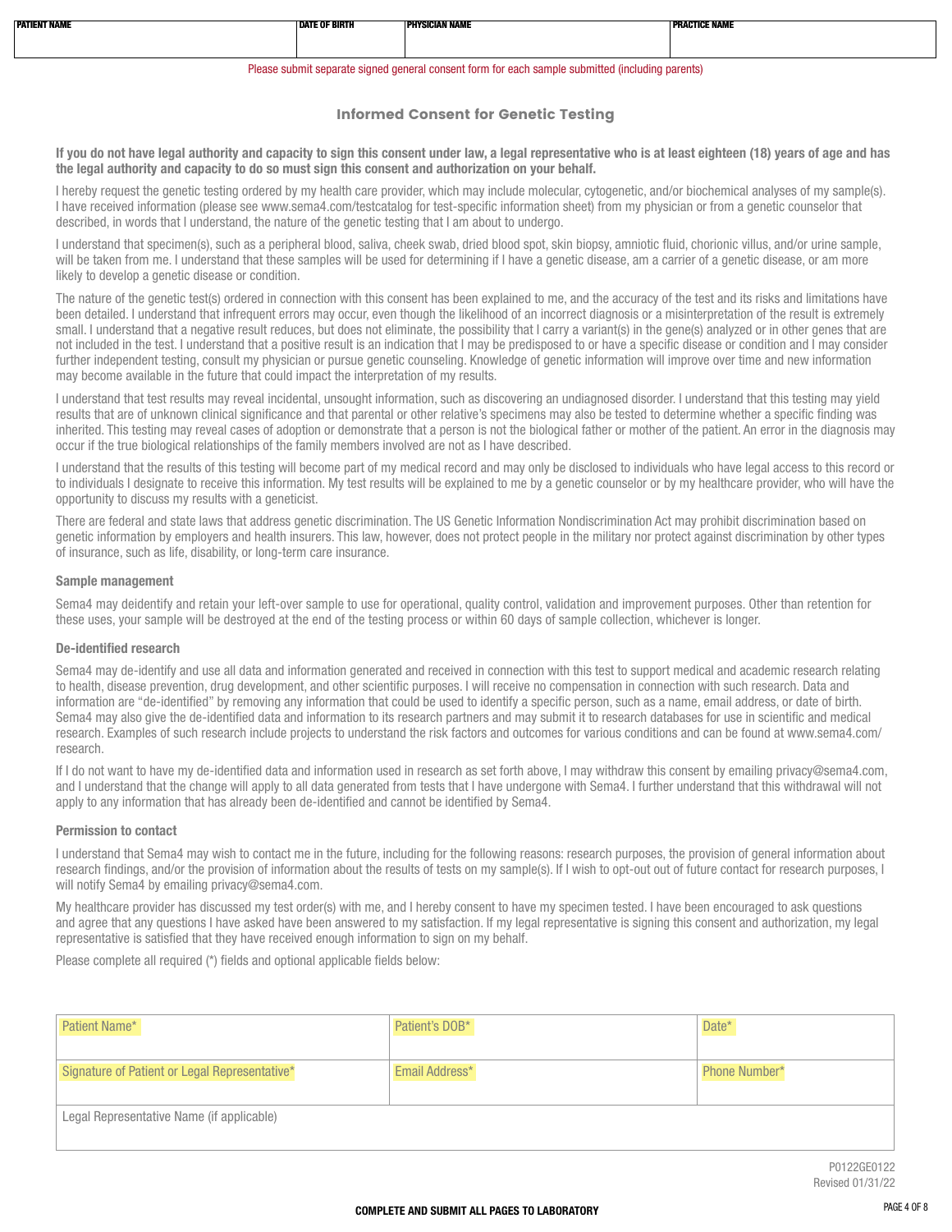| PATIENT NAME | DATE OF BIRTH | PHYSICIAN NAME | PRACTICE NAME |
|---|---|---|---|
| | | | |

Please submit separate signed general consent form for each sample submitted (including parents)

## Informed Consent for Genetic Testing

**If you do not have legal authority and capacity to sign this consent under law, a legal representative who is at least eighteen (18) years of age and has the legal authority and capacity to do so must sign this consent and authorization on your behalf.**

I hereby request the genetic testing ordered by my health care provider, which may include molecular, cytogenetic, and/or biochemical analyses of my sample(s). I have received information (please see www.sema4.com/testcatalog for test-specific information sheet) from my physician or from a genetic counselor that described, in words that I understand, the nature of the genetic testing that I am about to undergo.

I understand that specimen(s), such as a peripheral blood, saliva, cheek swab, dried blood spot, skin biopsy, amniotic fluid, chorionic villus, and/or urine sample, will be taken from me. I understand that these samples will be used for determining if I have a genetic disease, am a carrier of a genetic disease, or am more likely to develop a genetic disease or condition.

The nature of the genetic test(s) ordered in connection with this consent has been explained to me, and the accuracy of the test and its risks and limitations have been detailed. I understand that infrequent errors may occur, even though the likelihood of an incorrect diagnosis or a misinterpretation of the result is extremely small. I understand that a negative result reduces, but does not eliminate, the possibility that I carry a variant(s) in the gene(s) analyzed or in other genes that are not included in the test. I understand that a positive result is an indication that I may be predisposed to or have a specific disease or condition and I may consider further independent testing, consult my physician or pursue genetic counseling. Knowledge of genetic information will improve over time and new information may become available in the future that could impact the interpretation of my results.

I understand that test results may reveal incidental, unsought information, such as discovering an undiagnosed disorder. I understand that this testing may yield results that are of unknown clinical significance and that parental or other relative's specimens may also be tested to determine whether a specific finding was inherited. This testing may reveal cases of adoption or demonstrate that a person is not the biological father or mother of the patient. An error in the diagnosis may occur if the true biological relationships of the family members involved are not as I have described.

I understand that the results of this testing will become part of my medical record and may only be disclosed to individuals who have legal access to this record or to individuals I designate to receive this information. My test results will be explained to me by a genetic counselor or by my healthcare provider, who will have the opportunity to discuss my results with a geneticist.

There are federal and state laws that address genetic discrimination. The US Genetic Information Nondiscrimination Act may prohibit discrimination based on genetic information by employers and health insurers. This law, however, does not protect people in the military nor protect against discrimination by other types of insurance, such as life, disability, or long-term care insurance.

### Sample management

Sema4 may deidentify and retain your left-over sample to use for operational, quality control, validation and improvement purposes. Other than retention for these uses, your sample will be destroyed at the end of the testing process or within 60 days of sample collection, whichever is longer.

### De-identified research

Sema4 may de-identify and use all data and information generated and received in connection with this test to support medical and academic research relating to health, disease prevention, drug development, and other scientific purposes. I will receive no compensation in connection with such research. Data and information are "de-identified" by removing any information that could be used to identify a specific person, such as a name, email address, or date of birth. Sema4 may also give the de-identified data and information to its research partners and may submit it to research databases for use in scientific and medical research. Examples of such research include projects to understand the risk factors and outcomes for various conditions and can be found at www.sema4.com/research.

If I do not want to have my de-identified data and information used in research as set forth above, I may withdraw this consent by emailing privacy@sema4.com, and I understand that the change will apply to all data generated from tests that I have undergone with Sema4. I further understand that this withdrawal will not apply to any information that has already been de-identified and cannot be identified by Sema4.

### Permission to contact

I understand that Sema4 may wish to contact me in the future, including for the following reasons: research purposes, the provision of general information about research findings, and/or the provision of information about the results of tests on my sample(s). If I wish to opt-out out of future contact for research purposes, I will notify Sema4 by emailing privacy@sema4.com.

My healthcare provider has discussed my test order(s) with me, and I hereby consent to have my specimen tested. I have been encouraged to ask questions and agree that any questions I have asked have been answered to my satisfaction. If my legal representative is signing this consent and authorization, my legal representative is satisfied that they have received enough information to sign on my behalf.

Please complete all required (*) fields and optional applicable fields below:

| Patient Name* | Patient's DOB* | Date* |
|---|---|---|
| Signature of Patient or Legal Representative* | Email Address* | Phone Number* |
| Legal Representative Name (if applicable) | | |

P0122GE0122
Revised 01/31/22

**COMPLETE AND SUBMIT ALL PAGES TO LABORATORY**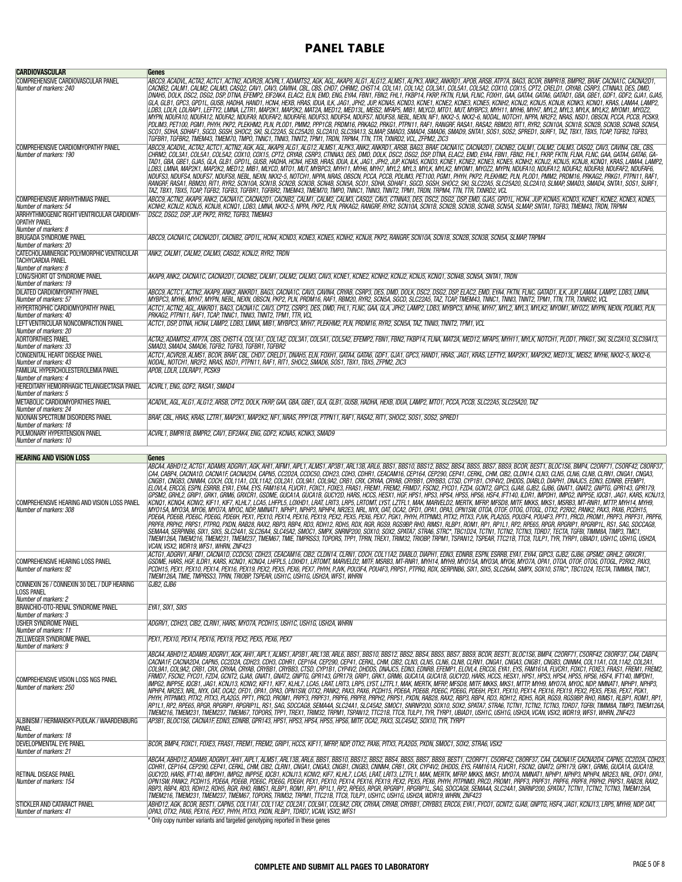# PANEL TABLE

| CARDIOVASCULAR | Genes |
|---|---|
| COMPREHENSIVE CARDIOVASCULAR PANEL<br>*Number of markers: 240* | *ABCC9, ACADVL, ACTA2, ACTC1, ACTN2, ACVR2B, ACVRL1, ADAMTS2, AGK, AGL, AKAP9, ALG1, ALG12, ALMS1, ALPK3, ANK2, ANKRD1, APOB, ARSB, ATP7A, BAG3, BCOR, BMPR1B, BMPR2, BRAF, CACNA1C, CACNA2D1, CACNB2, CALM1, CALM2, CALM3, CASQ2, CAV1, CAV3, CAVIN4, CBL, CBS, CHD7, CHRM2, CHST14, COL1A1, COL1A2, COL3A1, COL5A1, COL5A2, COX10, COX15, CPT2, CRELD1, CRYAB, CSRP3, CTNNA3, DES, DMD, DNAH5, DOLK, DSC2, DSG2, DSP, DTNA, EFEMP2, EIF2AK4, ELAC2, ELN, EMD, ENG, EYA4, FBN1, FBN2, FHL1, FKBP14, FKRP, FKTN, FLNA, FLNC, FOXH1, GAA, GATA4, GATA6, GATAD1, GBA, GBE1, GDF1, GDF2, GJA1, GJA5, GLA, GLB1, GPC3, GPD1L, GUSB, HADHA, HAND1, HCN4, HEXB, HRAS, IDUA, ILK, JAG1, JPH2, JUP, KCNA5, KCND3, KCNE1, KCNE2, KCNE3, KCNE5, KCNH2, KCNJ2, KCNJ5, KCNJ8, KCNK3, KCNQ1, KRAS, LAMA4, LAMP2, LDB3, LDLR, LDLRAP1, LEFTY2, LMNA, LZTR1, MAP2K1, MAP2K2, MAT2A, MED12, MED13L, MEIS2, MFAP5, MIB1, MLYCD, MTO1, MUT, MYBPC3, MYH11, MYH6, MYH7, MYL2, MYL3, MYLK, MYLK2, MYOM1, MYOZ2, MYPN, NDUFA10, NDUFA12, NDUFA2, NDUFA9, NDUFAF2, NDUFAF6, NDUFS3, NDUFS4, NDUFS7, NDUFS8, NEBL, NEXN, NF1, NKX2-5, NKX2-6, NODAL, NOTCH1, NPPA, NR2F2, NRAS, NSD1, OBSCN, PCCA, PCCB, PCSK9, PDLIM3, PET100, PGM1, PHYH, PKP2, PLEKHM2, PLN, PLOD1, PMM2, PPP1CB, PRDM16, PRKAG2, PRKG1, PTPN11, RAF1, RANGRF, RASA1, RASA2, RBM20, RIT1, RYR2, SCN10A, SCN1B, SCN2B, SCN3B, SCN4B, SCN5A, SCO1, SDHA, SDHAF1, SGCD, SGSH, SHOC2, SKI, SLC22A5, SLC25A20, SLC2A10, SLC39A13, SLMAP, SMAD3, SMAD4, SMAD6, SMAD9, SNTA1, SOS1, SOS2, SPRED1, SURF1, TAZ, TBX1, TBX5, TCAP, TGFB2, TGFB3, TGFBR1, TGFBR2, TMEM43, TMEM70, TMPO, TNNC1, TNNI3, TNNT2, TPM1, TRDN, TRPM4, TTN, TTR, TXNRD2, VCL, ZFPM2, ZIC3* |
| COMPREHENSIVE CARDIOMYOPATHY PANEL<br>*Number of markers: 190* | *ABCC9, ACADVL, ACTA2, ACTC1, ACTN2, AGK, AGL, AKAP9, ALG1, ALG12, ALMS1, ALPK3, ANK2, ANKRD1, ARSB, BAG3, BRAF, CACNA1C, CACNA2D1, CACNB2, CALM1, CALM2, CALM3, CASQ2, CAV3, CAVIN4, CBL, CBS, CHRM2, COL3A1, COL5A1, COL5A2, COX10, COX15, CPT2, CRYAB, CSRP3, CTNNA3, DES, DMD, DOLK, DSC2, DSG2, DSP, DTNA, ELAC2, EMD, EYA4, FBN1, FBN2, FHL1, FKRP, FKTN, FLNA, FLNC, GAA, GATA4, GATA6, GATAD1, GBA, GBE1, GJA5, GLA, GLB1, GPD1L, GUSB, HADHA, HCN4, HEXB, HRAS, IDUA, ILK, JAG1, JPH2, JUP, KCNA5, KCND3, KCNE1, KCNE2, KCNE3, KCNE5, KCNH2, KCNJ2, KCNJ5, KCNJ8, KCNQ1, KRAS, LAMA4, LAMP2, LDB3, LMNA, MAP2K1, MAP2K2, MED12, MIB1, MLYCD, MTO1, MUT, MYBPC3, MYH11, MYH6, MYH7, MYL2, MYL3, MYLK, MYLK2, MYOM1, MYOZ2, MYPN, NDUFA10, NDUFA12, NDUFA2, NDUFA9, NDUFAF2, NDUFAF6, NDUFS3, NDUFS4, NDUFS7, NDUFS8, NEBL, NEXN, NKX2-5, NOTCH1, NPPA, NRAS, OBSCN, PCCA, PCCB, PDLIM3, PET100, PGM1, PHYH, PKP2, PLEKHM2, PLN, PLOD1, PMM2, PRDM16, PRKAG2, PRKG1, PTPN11, RAF1, RANGRF, RASA1, RBM20, RIT1, RYR2, SCN10A, SCN1B, SCN2B, SCN3B, SCN4B, SCN5A, SCO1, SDHA, SDHAF1, SGCD, SGSH, SHOC2, SKI, SLC22A5, SLC25A20, SLC2A10, SLMAP, SMAD3, SMAD4, SNTA1, SOS1, SURF1, TAZ, TBX1, TBX5, TCAP, TGFB2, TGFB3, TGFBR1, TGFBR2, TMEM43, TMEM70, TMPO, TNNC1, TNNI3, TNNT2, TPM1, TRDN, TRPM4, TTN, TTR, TXNRD2, VCL* |
| COMPREHENSIVE ARRHYTHMIAS PANEL<br>*Number of markers: 54* | *ABCC9, ACTN2, AKAP9, ANK2, CACNA1C, CACNA2D1, CACNB2, CALM1, CALM2, CALM3, CASQ2, CAV3, CTNNA3, DES, DSC2, DSG2, DSP, EMD, GJA5, GPD1L, HCN4, JUP, KCNA5, KCND3, KCNE1, KCNE2, KCNE3, KCNE5, KCNH2, KCNJ2, KCNJ5, KCNJ8, KCNQ1, LDB3, LMNA, NKX2-5, NPPA, PKP2, PLN, PRKAG2, RANGRF, RYR2, SCN10A, SCN1B, SCN2B, SCN3B, SCN4B, SCN5A, SLMAP, SNTA1, TGFB3, TMEM43, TRDN, TRPM4* |
| ARRHYTHMOGENIC RIGHT VENTRICULAR CARDIOMYOPATHY PANEL<br>*Number of markers: 8* | *DSC2, DSG2, DSP, JUP, PKP2, RYR2, TGFB3, TMEM43* |
| BRUGADA SYNDROME PANEL<br>*Number of markers: 20* | *ABCC9, CACNA1C, CACNA2D1, CACNB2, GPD1L, HCN4, KCND3, KCNE3, KCNE5, KCNH2, KCNJ8, PKP2, RANGRF, SCN10A, SCN1B, SCN2B, SCN3B, SCN5A, SLMAP, TRPM4* |
| CATECHOLAMINERGIC POLYMORPHIC VENTRICULAR TACHYCARDIA PANEL<br>*Number of markers: 8* | *ANK2, CALM1, CALM2, CALM3, CASQ2, KCNJ2, RYR2, TRDN* |
| LONG/SHORT QT SYNDROME PANEL<br>*Number of markers: 19* | *AKAP9, ANK2, CACNA1C, CACNA2D1, CACNB2, CALM1, CALM2, CALM3, CAV3, KCNE1, KCNE2, KCNH2, KCNJ2, KCNJ5, KCNQ1, SCN4B, SCN5A, SNTA1, TRDN* |
| DILATED CARDIOMYOPATHY PANEL<br>*Number of markers: 57* | *ABCC9, ACTC1, ACTN2, AKAP9, ANK2, ANKRD1, BAG3, CACNA1C, CAV3, CAVIN4, CRYAB, CSRP3, DES, DMD, DOLK, DSC2, DSG2, DSP, ELAC2, EMD, EYA4, FKTN, FLNC, GATAD1, ILK, JUP, LAMA4, LAMP2, LDB3, LMNA, MYBPC3, MYH6, MYH7, MYPN, NEBL, NEXN, OBSCN, PKP2, PLN, PRDM16, RAF1, RBM20, RYR2, SCN5A, SGCD, TAZ, TCAP, TMEM43, TNNC1, TNNI3, TNNT2, TPM1, TTN, TTR, TXNRD2, VCL* |
| HYPERTROPHIC CARDIOMYOPATHY PANEL<br>*Number of markers: 40* | *ACTC1, ACTN2, AGL, ANKRD1, BAG3, CACNA1C, CAV3, CPT2, CSRP3, DES, DMD, FHL1, FLNC, GAA, GLA, JPH2, LAMP2, LDB3, MYBPC3, MYH6, MYH7, MYL2, MYL3, MYLK2, MYOM1, MYOZ2, MYPN, NEXN, PDLIM3, PLN, PRKAG2, PTPN11, RAF1, TCAP, TNNC1, TNNI3, TNNT2, TPM1, TTR, VCL* |
| LEFT VENTRICULAR NONCOMPACTION PANEL<br>*Number of markers: 20* | *ACTC1, DSP, DTNA, HCN4, LAMP2, LDB3, LMNA, MIB1, MYBPC3, MYH7, PLEKHM2, PLN, PRDM16, RYR2, SCN5A, TAZ, TNNI3, TNNT2, TPM1, VCL* |
| AORTOPATHIES PANEL<br>*Number of markers: 33* | *ACTA2, ADAMTS2, ATP7A, CBS, CHST14, COL1A1, COL1A2, COL3A1, COL5A1, COL5A2, EFEMP2, FBN1, FBN2, FKBP14, FLNA, MAT2A, MED12, MFAP5, MYH11, MYLK, NOTCH1, PLOD1, PRKG1, SKI, SLC2A10, SLC39A13, SMAD3, SMAD4, SMAD6, TGFB2, TGFB3, TGFBR1, TGFBR2* |
| CONGENITAL HEART DISEASE PANEL<br>*Number of markers: 43* | *ACTC1, ACVR2B, ALMS1, BCOR, BRAF, CBL, CHD7, CRELD1, DNAH5, ELN, FOXH1, GATA4, GATA6, GDF1, GJA1, GPC3, HAND1, HRAS, JAG1, KRAS, LEFTY2, MAP2K1, MAP2K2, MED13L, MEIS2, MYH6, NKX2-5, NKX2-6, NODAL, NOTCH1, NR2F2, NRAS, NSD1, PTPN11, RAF1, RIT1, SHOC2, SMAD6, SOS1, TBX1, TBX5, ZFPM2, ZIC3* |
| FAMILIAL HYPERCHOLESTEROLEMIA PANEL<br>*Number of markers: 4* | *APOB, LDLR, LDLRAP1, PCSK9* |
| HEREDITARY HEMORRHAGIC TELANGIECTASIA PANEL<br>*Number of markers: 5* | *ACVRL1, ENG, GDF2, RASA1, SMAD4* |
| METABOLIC CARDIOMYOPATHIES PANEL<br>*Number of markers: 24* | *ACADVL, AGL, ALG1, ALG12, ARSB, CPT2, DOLK, FKRP, GAA, GBA, GBE1, GLA, GLB1, GUSB, HADHA, HEXB, IDUA, LAMP2, MTO1, PCCA, PCCB, SLC22A5, SLC25A20, TAZ* |
| NOONAN SPECTRUM DISORDERS PANEL<br>*Number of markers: 18* | *BRAF, CBL, HRAS, KRAS, LZTR1, MAP2K1, MAP2K2, NF1, NRAS, PPP1CB, PTPN11, RAF1, RASA2, RIT1, SHOC2, SOS1, SOS2, SPRED1* |
| PULMONARY HYPERTENSION PANEL<br>*Number of markers: 10* | *ACVRL1, BMPR1B, BMPR2, CAV1, EIF2AK4, ENG, GDF2, KCNA5, KCNK3, SMAD9* |

| HEARING AND VISION LOSS | Genes |
|---|---|
| COMPREHENSIVE HEARING AND VISION LOSS PANEL<br>*Number of markers: 308* | *ABCA4, ABHD12, ACTG1, ADAM9, ADGRV1, AGK, AHI1, AIFM1, AIPL1, ALMS1, AP3B1, ARL13B, ARL6, BBS1, BBS10, BBS12, BBS2, BBS4, BBS5, BBS7, BBS9, BCOR, BEST1, BLOC1S6, BMP4, C2ORF71, C5ORF42, C8ORF37, CA4, CABP4, CACNA1D, CACNA1F, CACNA2D4, CAPN5, CC2D2A, CCDC50, CDH23, CDH3, CDHR1, CEACAM16, CEP164, CEP290, CEP41, CERKL, CHM, CIB2, CLDN14, CLN3, CLN5, CLN6, CLN8, CLRN1, CNGA1, CNGA3, CNGB1, CNGB3, CNNM4, COCH, COL11A1, COL11A2, COL2A1, COL9A1, COL9A2, CRB1, CRX, CRYAA, CRYAB, CRYBB1, CRYBB3, CTSD, CYP1B1, CYP4V2, DHDDS, DIABLO, DIAPH1, DNAJC5, EDN3, EDNRB, EFEMP1, ELOVL4, ERCC6, ESPN, ESRRB, EYA1, EYA4, EYS, FAM161A, FLVCR1, FOXC1, FOXE3, FRAS1, FREM1, FREM2, FRMD7, FSCN2, FYCO1, FZD4, GCNT2, GIPC3, GJA8, GJB2, GJB6, GNAT1, GNAT2, GNPTG, GPR143, GPR179, GPSM2, GRHL2, GRIP1, GRK1, GRM6, GRXCR1, GSDME, GUCA1A, GUCA1B, GUCY2D, HARS, HCCS, HESX1, HGF, HPS1, HPS3, HPS4, HPS5, HPS6, HSF4, IFT140, ILDR1, IMPDH1, IMPG2, INPP5E, IQCB1, JAG1, KARS, KCNJ13, KCNQ1, KCNQ4, KCNV2, KIF11, KIF7, KLHL7, LCA5, LHFPL5, LOXHD1, LRAT, LRIT3, LRP5, LRTOMT, LYST, LZTFL1, MAK, MARVELD2, MERTK, MFRP, MFSD8, MITF, MKKS, MKS1, MSRB3, MT-RNR1, MTTP, MYH14, MYH9, MYO15A, MYO3A, MYO6, MYO7A, MYOC, NDP, NMNAT1, NPHP1, NPHP3, NPHP4, NR2E3, NRL, NYX, OAT, OCA2, OFD1, OPA1, OPA3, OPN1SW, OTOA, OTOF, OTOG, OTOGL, OTX2, P2RX2, PANK2, PAX3, PAX6, PCDH15, PDE6A, PDE6B, PDE6C, PDE6G, PDE6H, PEX1, PEX10, PEX14, PEX16, PEX19, PEX2, PEX5, PEX6, PEX7, PGK1, PHYH, PITPNM3, PITX2, PITX3, PJVK, PLA2G5, POU3F4, POU4F3, PPT1, PRCD, PROM1, PRPF3, PRPF31, PRPF6, PRPF8, PRPH2, PRPS1, PTPRQ, PXDN, RAB28, RAX2, RBP3, RBP4, RD3, RDH12, RDH5, RDX, RGR, RGS9, RGS9BP, RHO, RIMS1, RLBP1, ROM1, RP1, RP1L1, RP2, RPE65, RPGR, RPGRIP1, RPGRIP1L, RS1, SAG, SDCCAG8, SEMA4A, SERPINB6, SIX1, SIX5, SLC24A1, SLC26A4, SLC45A2, SMOC1, SMPX, SNRNP200, SOX10, SOX2, SPATA7, STRA6, STRC*, TBC1D24, TCTN1, TCTN2, TCTN3, TDRD7, TECTA, TGFBI, TIMM8A, TIMP3, TMC1, TMEM126A, TMEM216, TMEM231, TMEM237, TMEM67, TMIE, TMPRSS3, TOPORS, TPP1, TPRN, TREX1, TRIM32, TRIOBP, TRPM1, TSPAN12, TSPEAR, TTC21B, TTC8, TULP1, TYR, TYRP1, UBIAD1, USH1C, USH1G, USH2A, VCAN, VSX2, WDR19, WFS1, WHRN, ZNF423* |
| COMPREHENSIVE HEARING LOSS PANEL<br>*Number of markers: 92* | *ACTG1, ADGRV1, AIFM1, CACNA1D, CCDC50, CDH23, CEACAM16, CIB2, CLDN14, CLRN1, COCH, COL11A2, DIABLO, DIAPH1, EDN3, EDNRB, ESPN, ESRRB, EYA1, EYA4, GIPC3, GJB2, GJB6, GPSM2, GRHL2, GRXCR1, GSDME, HARS, HGF, ILDR1, KARS, KCNQ1, KCNQ4, LHFPL5, LOXHD1, LRTOMT, MARVELD2, MITF, MSRB3, MT-RNR1, MYH14, MYH9, MYO15A, MYO3A, MYO6, MYO7A, OPA1, OTOA, OTOF, OTOG, OTOGL, P2RX2, PAX3, PCDH15, PEX1, PEX10, PEX14, PEX16, PEX19, PEX2, PEX5, PEX6, PEX7, PHYH, PJVK, POU3F4, POU4F3, PRPS1, PTPRQ, RDX, SERPINB6, SIX1, SIX5, SLC26A4, SMPX, SOX10, STRC*, TBC1D24, TECTA, TIMM8A, TMC1, TMEM126A, TMIE, TMPRSS3, TPRN, TRIOBP, TSPEAR, USH1C, USH1G, USH2A, WFS1, WHRN* |
| CONNEXIN 26 / CONNEXIN 30 DEL / DUP HEARING LOSS PANEL<br>*Number of markers: 2* | *GJB2, GJB6* |
| BRANCHIO-OTO-RENAL SYNDROME PANEL<br>*Number of markers: 3* | *EYA1, SIX1, SIX5* |
| USHER SYNDROME PANEL<br>*Number of markers: 11* | *ADGRV1, CDH23, CIB2, CLRN1, HARS, MYO7A, PCDH15, USH1C, USH1G, USH2A, WHRN* |
| ZELLWEGER SYNDROME PANEL<br>*Number of markers: 9* | *PEX1, PEX10, PEX14, PEX16, PEX19, PEX2, PEX5, PEX6, PEX7* |
| COMPREHENSIVE VISION LOSS NGS PANEL<br>*Number of markers: 250* | *ABCA4, ABHD12, ADAM9, ADGRV1, AGK, AHI1, AIPL1, ALMS1, AP3B1, ARL13B, ARL6, BBS1, BBS10, BBS12, BBS2, BBS4, BBS5, BBS7, BBS9, BCOR, BEST1, BLOC1S6, BMP4, C2ORF71, C5ORF42, C8ORF37, CA4, CABP4, CACNA1F, CACNA2D4, CAPN5, CC2D2A, CDH23, CDH3, CDHR1, CEP164, CEP290, CEP41, CERKL, CHM, CIB2, CLN3, CLN5, CLN6, CLN8, CLRN1, CNGA1, CNGA3, CNGB1, CNGB3, CNNM4, COL11A1, COL2A1, COL9A1, COL9A2, CRB1, CRX, CRYAA, CRYAB, CRYBB1, CRYBB3, CTSD, CYP1B1, CYP4V2, DHDDS, DNAJC5, EDN3, EDNRB, EFEMP1, ELOVL4, ERCC6, EYA1, EYS, FAM161A, FLVCR1, FOXC1, FOXE3, FRAS1, FREM1, FREM2, FRMD7, FSCN2, FYCO1, FZD4, GCNT2, GJA8, GNAT1, GNAT2, GNPTG, GPR143, GPR179, GRIP1, GRK1, GRM6, GUCA1A, GUCA1B, GUCY2D, HARS, HCCS, HESX1, HPS1, HPS3, HPS4, HPS5, HPS6, HSF4, IFT140, IMPDH1, IMPG2, INPP5E, IQCB1, JAG1, KCNJ13, KCNV2, KIF11, KIF7, KLHL7, LCA5, LRAT, LRIT3, LRP5, LYST, LZTFL1, MAK, MERTK, MFRP, MFSD8, MITF, MKKS, MKS1, MTTP, MYH9, MYO7A, MYOC, NDP, NMNAT1, NPHP1, NPHP3, NPHP4, NR2E3, NRL, NYX, OAT, OCA2, OFD1, OPA1, OPA3, OPN1SW, OTX2, PANK2, PAX3, PAX6, PCDH15, PDE6A, PDE6B, PDE6C, PDE6G, PDE6H, PEX1, PEX10, PEX14, PEX16, PEX19, PEX2, PEX5, PEX6, PEX7, PGK1, PHYH, PITPNM3, PITX2, PITX3, PLA2G5, PPT1, PRCD, PROM1, PRPF3, PRPF31, PRPF6, PRPF8, PRPH2, PRPS1, PXDN, RAB28, RAX2, RBP3, RBP4, RD3, RDH12, RDH5, RGR, RGS9, RGS9BP, RHO, RIMS1, RLBP1, ROM1, RP1, RP1L1, RP2, RPE65, RPGR, RPGRIP1, RPGRIP1L, RS1, SAG, SDCCAG8, SEMA4A, SLC24A1, SLC45A2, SMOC1, SNRNP200, SOX10, SOX2, SPATA7, STRA6, TCTN1, TCTN2, TCTN3, TDRD7, TGFBI, TIMM8A, TIMP3, TMEM126A, TMEM216, TMEM231, TMEM237, TMEM67, TOPORS, TPP1, TREX1, TRIM32, TRPM1, TSPAN12, TTC21B, TTC8, TULP1, TYR, TYRP1, UBIAD1, USH1C, USH1G, USH2A, VCAN, VSX2, WDR19, WFS1, WHRN, ZNF423* |
| ALBINISM / HERMANSKY-PUDLAK / WAARDENBURG PANEL<br>*Number of markers: 18* | *AP3B1, BLOC1S6, CACNA1F, EDN3, EDNRB, GPR143, HPS1, HPS3, HPS4, HPS5, HPS6, MITF, OCA2, PAX3, SLC45A2, SOX10, TYR, TYRP1* |
| DEVELOPMENTAL EYE PANEL<br>*Number of markers: 21* | *BCOR, BMP4, FOXC1, FOXE3, FRAS1, FREM1, FREM2, GRIP1, HCCS, KIF11, MFRP, NDP, OTX2, PAX6, PITX3, PLA2G5, PXDN, SMOC1, SOX2, STRA6, VSX2* |
| RETINAL DISEASE PANEL<br>*Number of markers: 154* | *ABCA4, ABHD12, ADAM9, ADGRV1, AHI1, AIPL1, ALMS1, ARL13B, ARL6, BBS1, BBS10, BBS12, BBS2, BBS4, BBS5, BBS7, BBS9, BEST1, C2ORF71, C5ORF42, C8ORF37, CA4, CACNA1F, CACNA2D4, CAPN5, CC2D2A, CDH23, CDHR1, CEP164, CEP290, CEP41, CERKL, CHM, CIB2, CLRN1, CNGA1, CNGA3, CNGB1, CNGB3, CNNM4, CRB1, CRX, CYP4V2, DHDDS, EYS, FAM161A, FLVCR1, FSCN2, GNAT2, GPR179, GRK1, GRM6, GUCA1A, GUCA1B, GUCY2D, HARS, IFT140, IMPDH1, IMPG2, INPP5E, IQCB1, KCNJ13, KCNV2, KIF7, KLHL7, LCA5, LRAT, LRIT3, LZTFL1, MAK, MERTK, MFRP, MKKS, MKS1, MYO7A, NMNAT1, NPHP1, NPHP3, NPHP4, NR2E3, NRL, NYX, OAT, OFD1, OPA1, OPN1SW, PANK2, PCDH15, PDE6A, PDE6B, PDE6C, PDE6G, PDE6H, PEX1, PEX10, PEX14, PEX16, PEX19, PEX2, PEX5, PEX6, PEX7, PHYH, PITPNM3, PRCD, PROM1, PRPF3, PRPF31, PRPF6, PRPF8, PRPH2, PRPS1, RAB28, RAX2, RBP3, RBP4, RD3, RDH12, RDH5, RGR, RHO, RIMS1, RLBP1, ROM1, RP1, RP1L1, RP2, RPE65, RPGR, RPGRIP1, RPGRIP1L, RS1, SAG, SDCCAG8, SEMA4A, SLC24A1, SNRNP200, SPATA7, TCTN1, TCTN2, TCTN3, TMEM126A, TMEM216, TMEM231, TMEM237, TMEM67, TOPORS, TRIM32, TRPM1, TTC21B, TTC8, TULP1, USH1C, USH1G, USH2A, WDR19, WHRN, ZNF423* |
| STICKLER AND CATARACT PANEL<br>*Number of markers: 41* | *ABHD12, AGK, BCOR, BEST1, CAPN5, COL11A1, COL11A2, COL2A1, COL9A1, COL9A2, CRX, CRYAA, CRYAB, CRYBB1, CRYBB3, ERCC6, EYA1, FYCO1, GCNT2, GJA8, GNPTG, HSF4, JAG1, KCNJ13, LRP5, MYH9, NDP, OAT, OPA3, OTX2, PAX6, PEX16, PEX7, PHYH, PITX3, PXDN, RLBP1, TDRD7, VCAN, VSX2, WFS1* |

\* Only copy number variants and targeted genotyping reported in these genes

**COMPLETE AND SUBMIT ALL PAGES TO LABORATORY**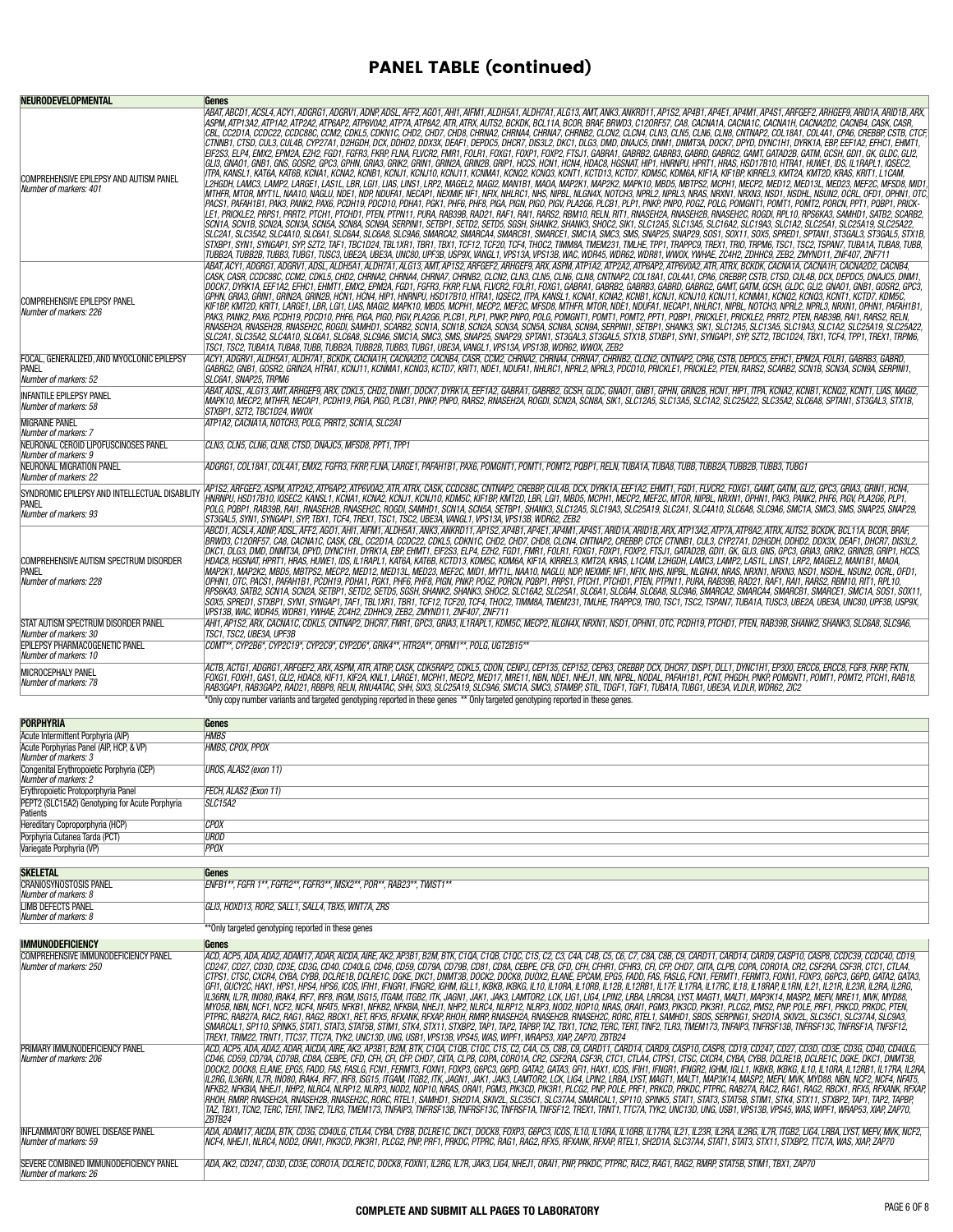## PANEL TABLE (continued)

| NEURODEVELOPMENTAL | Genes |
|---|---|
| COMPREHENSIVE EPILEPSY AND AUTISM PANEL<br>*Number of markers: 401* | *ABAT, ABCD1, ACSL4, ACY1, ADGRG1, ADGRV1, ADNP, ADSL, AFF2, AGO1, AHI1, AIFM1, ALDH5A1, ALDH7A1, ALG13, AMT, ANK3, ANKRD11, AP1S2, AP4B1, AP4E1, AP4M1, AP4S1, ARFGEF2, ARHGEF9, ARID1A, ARID1B, ARX, ASPM, ATP13A2, ATP1A2, ATP2A2, ATP6AP2, ATP6V0A2, ATP7A, ATP8A2, ATR, ATRX, AUTS2, BCKDK, BCL11A, BCOR, BRAF, BRWD3, C12ORF57, CA8, CACNA1A, CACNA1C, CACNA1H, CACNA2D2, CACNB4, CASK, CASR, CBL, CC2D1A, CCDC22, CCDC88C, CCM2, CDKL5, CDKN1C, CHD2, CHD7, CHD8, CHRNA2, CHRNA4, CHRNA7, CHRNB2, CLCN2, CLCN4, CLN3, CLN5, CLN6, CLN8, CNTNAP2, COL18A1, COL4A1, CPA6, CREBBP, CSTB, CTCF, CTNNB1, CTSD, CUL3, CUL4B, CYP27A1, D2HGDH, DCX, DDHD2, DDX3X, DEAF1, DEPDC5, DHCR7, DIS3L2, DKC1, DLG3, DMD, DNAJC5, DNM1, DNMT3A, DOCK7, DPYD, DYNC1H1, DYRK1A, EBP, EEF1A2, EFHC1, EHMT1, EIF2S3, ELP4, EMX2, EPM2A, EZH2, FGD1, FGFR3, FKRP, FLNA, FLVCR2, FMR1, FOLR1, FOXG1, FOXP1, FOXP2, FTSJ1, GABRA1, GABRB2, GABRB3, GABRD, GABRG2, GAMT, GATAD2B, GATM, GCSH, GDI1, GK, GLDC, GLI2, GLI3, GNAO1, GNB1, GNS, GOSR2, GPC3, GPHN, GRIA3, GRIK2, GRIN1, GRIN2A, GRIN2B, GRIP1, HCCS, HCN1, HCN4, HDAC8, HGSNAT, HIP1, HNRNPU, HPRT1, HRAS, HSD17B10, HTRA1, HUWE1, IDS, IL1RAPL1, IQSEC2, ITPA, KANSL1, KAT6A, KAT6B, KCNA1, KCNA2, KCNB1, KCNJ1, KCNJ10, KCNJ11, KCNMA1, KCNQ2, KCNQ3, KCNT1, KCTD13, KCTD7, KDM5C, KDM6A, KIF1A, KIF1BP, KIRREL3, KMT2A, KMT2D, KRAS, KRIT1, L1CAM, L2HGDH, LAMC3, LAMP2, LARGE1, LAS1L, LBR, LGI1, LIAS, LINS1, LRP2, MAGEL2, MAGI2, MAN1B1, MAOA, MAP2K1, MAP2K2, MAPK10, MBD5, MBTPS2, MCPH1, MECP2, MED12, MED13L, MED23, MEF2C, MFSD8, MID1, MTHFR, MTOR, MYT1L, NAA10, NAGLU, NDE1, NDP, NDUFA1, NECAP1, NEXMIF, NF1, NFIX, NHLRC1, NHS, NIPBL, NLGN4X, NOTCH3, NPRL2, NPRL3, NRAS, NRXN1, NRXN3, NSD1, NSDHL, NSUN2, OCRL, OFD1, OPHN1, OTC, PACS1, PAFAH1B1, PAK3, PANK2, PAX6, PCDH19, PDCD10, PDHA1, PGK1, PHF6, PHF8, PIGA, PIGN, PIGO, PIGV, PLA2G6, PLCB1, PLP1, PNKP, PNPO, POGZ, POLG, POMGNT1, POMT1, POMT2, PORCN, PPT1, PQBP1, PRICKLE1, PRICKLE2, PRPS1, PRRT2, PTCH1, PTCHD1, PTEN, PTPN11, PURA, RAB39B, RAD21, RAF1, RAI1, RARS2, RBM10, RELN, RIT1, RNASEH2A, RNASEH2B, RNASEH2C, ROGDI, RPL10, RPS6KA3, SAMHD1, SATB2, SCARB2, SCN1A, SCN1B, SCN2A, SCN3A, SCN5A, SCN8A, SCN9A, SERPINI1, SETBP1, SETD2, SETD5, SGSH, SHANK2, SHANK3, SHOC2, SIK1, SLC12A5, SLC13A5, SLC16A2, SLC19A3, SLC1A2, SLC25A1, SLC25A19, SLC25A22, SLC2A1, SLC35A2, SLC4A10, SLC6A1, SLC6A4, SLC6A8, SLC9A6, SMARCA2, SMARCA4, SMARCB1, SMARCE1, SMC1A, SMC3, SMS, SNAP25, SNAP29, SOS1, SOX11, SOX5, SPRED1, SPTAN1, ST3GAL3, ST3GAL5, STX1B, STXBP1, SYN1, SYNGAP1, SYP, SZT2, TAF1, TBC1D24, TBL1XR1, TBR1, TBX1, TCF12, TCF20, TCF4, THOC2, TIMM8A, TMEM231, TMLHE, TPP1, TRAPPC9, TREX1, TRIO, TRPM6, TSC1, TSC2, TSPAN7, TUBA1A, TUBA8, TUBB, TUBB2A, TUBB2B, TUBB3, TUBG1, TUSC3, UBE2A, UBE3A, UNC80, UPF3B, USP9X, VANGL1, VPS13A, VPS13B, WAC, WDR45, WDR62, WDR81, WWOX, YWHAE, ZC4H2, ZDHHC9, ZEB2, ZMYND11, ZNF407, ZNF711* |
| COMPREHENSIVE EPILEPSY PANEL<br>*Number of markers: 226* | *ABAT, ACY1, ADGRG1, ADGRV1, ADSL, ALDH5A1, ALDH7A1, ALG13, AMT, AP1S2, ARFGEF2, ARHGEF9, ARX, ASPM, ATP1A2, ATP2A2, ATP6AP2, ATP6V0A2, ATR, ATRX, BCKDK, CACNA1A, CACNA1H, CACNA2D2, CACNB4, CASK, CASR, CCDC88C, CCM2, CDKL5, CHD2, CHRNA2, CHRNA4, CHRNA7, CHRNB2, CLCN2, CLN3, CLN5, CLN6, CLN8, CNTNAP2, COL18A1, COL4A1, CPA6, CREBBP, CSTB, CTSD, CUL4B, DCX, DEPDC5, DNAJC5, DNM1, DOCK7, DYRK1A, EEF1A2, EFHC1, EHMT1, EMX2, EPM2A, FGD1, FGFR3, FKRP, FLNA, FLVCR2, FOLR1, FOXG1, GABRA1, GABRB2, GABRB3, GABRD, GABRG2, GAMT, GATM, GCSH, GLDC, GLI2, GNAO1, GNB1, GOSR2, GPC3, GPHN, GRIA3, GRIN1, GRIN2A, GRIN2B, HCN1, HCN4, HIP1, HNRNPU, HSD17B10, HTRA1, IQSEC2, ITPA, KANSL1, KCNA1, KCNB1, KCNJ1, KCNJ10, KCNJ11, KCNMA1, KCNQ2, KCNQ3, KCNT1, KCTD7, KDM5C, KIF1BP, KMT2D, KRIT1, LARGE1, LBR, LGI1, LIAS, MAGI2, MAPK10, MBD5, MCPH1, MECP2, MEF2C, MFSD8, MTHFR, MTOR, NDE1, NDUFA1, NECAP1, NHLRC1, NIPBL, NOTCH3, NPRL2, NPRL3, NRXN1, OPHN1, PAFAH1B1, PAK3, PANK2, PAX6, PCDH19, PDCD10, PHF6, PIGA, PIGO, PIGV, PLA2G6, PLCB1, PLP1, PNKP, PNPO, POLG, POMGNT1, POMT1, POMT2, PPT1, PQBP1, PRICKLE1, PRICKLE2, PRRT2, PTEN, RAB39B, RAI1, RARS2, RELN, RNASEH2A, RNASEH2B, RNASEH2C, ROGDI, SAMHD1, SCARB2, SCN1A, SCN1B, SCN2A, SCN3A, SCN5A, SCN8A, SCN9A, SERPINI1, SETBP1, SHANK3, SIK1, SLC12A5, SLC13A5, SLC1A2, SLC25A19, SLC25A22, SLC2A1, SLC35A2, SLC4A10, SLC6A1, SLC6A8, SLC9A6, SMC1A, SMC3, SMS, SNAP25, SPTAN1, ST3GAL3, ST3GAL5, STX1B, STXBP1, SYN1, SYNGAP1, SYP, SZT2, TBC1D24, TBX1, TCF4, TPP1, TREX1, TRPM6, TSC1, TSC2, TUBA1A, TUBA8, TUBB, TUBB2A, TUBB2B, TUBB3, TUBG1, UBE3A, VANGL1, VPS13A, VPS13B, WWOX, ZEB2* |
| FOCAL, GENERALIZED, AND MYOCLONIC EPILEPSY PANEL<br>*Number of markers: 52* | *ACY1, ADGRV1, ALDH5A1, ALDH7A1, BCKDK, CACNA1H, CACNA2D2, CACNB4, CASR, CCM2, CHRNA2, CHRNA4, CHRNA7, CHRNB2, CLCN2, CNTNAP2, CPA6, CSTB, DEPDC5, EFHC1, EPM2A, FOLR1, GABRB3, GABRD, GABRG2, GNB1, GOSR2, GRIN2A, HTRA1, KCNJ11, KCNMA1, KCNQ3, KCTD7, KRIT1, NDE1, NDUFA1, NHLRC1, NPRL2, NPRL3, PDCD10, PRICKLE1, PRICKLE2, PTEN, RARS2, SCARB2, SCN1B, SCN3A, SCN9A, SERPINI1, SLC6A1, SNAP25, TRPM6* |
| INFANTILE EPILEPSY PANEL<br>*Number of markers: 58* | *ABAT, ADSL, ALG13, AMT, ARHGEF9, ARX, CDKL5, CHD2, DNM1, DOCK7, DYRK1A, EEF1A2, GABRA1, GABRB2, GABRB3, GCSH, GLDC, GNAO1, GNB1, GPHN, GRIN2B, HCN1, HIP1, ITPA, KCNA2, KCNB1, KCNQ2, KCNT1, LIAS, MAGI2, MAPK10, MECP2, MTHFR, NECAP1, PCDH19, PIGA, PIGO, PLCB1, PNKP, PNPO, RARS2, RNASEH2A, ROGDI, SCN2A, SCN8A, SIK1, SLC12A5, SLC13A5, SLC1A2, SLC25A22, SLC35A2, SLC6A8, SPTAN1, ST3GAL3, STX1B, STXBP1, SZT2, TBC1D24, WWOX* |
| MIGRAINE PANEL<br>*Number of markers: 7* | *ATP1A2, CACNA1A, NOTCH3, POLG, PRRT2, SCN1A, SLC2A1* |
| NEURONAL CEROID LIPOFUSCINOSES PANEL<br>*Number of markers: 9* | *CLN3, CLN5, CLN6, CLN8, CTSD, DNAJC5, MFSD8, PPT1, TPP1* |
| NEURONAL MIGRATION PANEL<br>*Number of markers: 22* | *ADGRG1, COL18A1, COL4A1, EMX2, FGFR3, FKRP, FLNA, LARGE1, PAFAH1B1, PAX6, POMGNT1, POMT1, POMT2, PQBP1, RELN, TUBA1A, TUBA8, TUBB, TUBB2A, TUBB2B, TUBB3, TUBG1* |
| SYNDROMIC EPILEPSY AND INTELLECTUAL DISABILITY PANEL<br>*Number of markers: 93* | *AP1S2, ARFGEF2, ASPM, ATP2A2, ATP6AP2, ATP6V0A2, ATR, ATRX, CASK, CCDC88C, CNTNAP2, CREBBP, CUL4B, DCX, DYRK1A, EEF1A2, EHMT1, FGD1, FLVCR2, FOXG1, GAMT, GATM, GLI2, GPC3, GRIA3, GRIN1, HCN4, HNRNPU, HSD17B10, IQSEC2, KANSL1, KCNA1, KCNA2, KCNJ1, KCNJ10, KCNJ11, KDM5C, KIF1BP, KMT2D, LBR, LGI1, MAGI2, MBD5, MCPH1, MECP2, MEF2C, MTOR, NIPBL, NRXN1, OPHN1, PAK3, PANK2, PHF6, PIGV, PLA2G6, PLP1, POLG, PQBP1, RAB39B, RAI1, RNASEH2B, RNASEH2C, ROGDI, SAMHD1, SCN1A, SCN5A, SETBP1, SHANK3, SLC19A3, SLC25A19, SLC2A1, SLC4A10, SLC6A8, SLC9A6, SMC1A, SMC3, SMS, SNAP29, ST3GAL5, SYN1, SYNGAP1, SYP, TBX1, TCF4, TREX1, TSC1, TSC2, UBE3A, VANGL1, VPS13A, VPS13B, WDR62, ZEB2* |
| COMPREHENSIVE AUTISM SPECTRUM DISORDER PANEL<br>*Number of markers: 228* | *ABCD1, ACSL4, ADNP, ADSL, AFF2, AGO1, AHI1, AIFM1, ALDH5A1, ANK3, ANKRD11, AP1S2, AP4B1, AP4E1, AP4M1, AP4S1, ARID1A, ARID1B, ARX, ATP13A2, ATP7A, ATP8A2, ATRX, AUTS2, BCKDK, BCL11A, BCOR, BRAF, BRWD3, C12ORF57, CA8, CACNA1C, CASK, CBL, CC2D1A, CCDC22, CDKL5, CDKN1C, CHD2, CHD7, CHD8, CLCN4, CNTNAP2, CREBBP, CTCF, CTNNB1, CUL3, CYP27A1, D2HGDH, DDHD2, DDX3X, DEAF1, DHCR7, DIS3L2, DKC1, DLG3, DMD, DNMT3A, DPYD, DYNC1H1, EBP, EHMT1, EIF2S3, ELP4, EZH2, FGD1, FMR1, FOLR1, FOXG1, FOXP1, FOXP2, FTSJ1, GATAD2B, GDI1, GK, GLI3, GNS, GPC3, GRIA3, GRIK2, GRIN2B, GRIP1, HCCS, HDAC8, HGSNAT, HPRT1, HRAS, HUWE1, IDS, IL1RAPL1, KAT6A, KAT6B, KCTD13, KDM5C, KDM6A, KIF1A, KIRREL3, KMT2A, KRAS, L1CAM, L2HGDH, LAMC3, LAMP2, LAS1L, LINS1, LRP2, MAGEL2, MAN1B1, MAOA, MAP2K1, MAP2K2, MBD5, MBTPS2, MECP2, MED12, MED13L, MED23, MEF2C, MID1, MYT1L, NAA10, NAGLU, NDP, NEXMIF, NF1, NFIX, NHS, NIPBL, NLGN4X, NRAS, NRXN1, NRXN3, NSD1, NSDHL, NSUN2, OCRL, OFD1, OPHN1, OTC, PACS1, PAFAH1B1, PDHA1, PGK1, PHF6, PHF8, PIGN, PNKP, POGZ, PORCN, PQBP1, PRPS1, PTCH1, PTCHD1, PTEN, PTPN11, PURA, RAB39B, RAD21, RAF1, RAI1, RARS2, RBM10, RIT1, RPL10, RPS6KA3, SATB2, SCN1A, SCN2A, SETBP1, SETD2, SETD5, SGSH, SHANK2, SHANK3, SHOC2, SLC16A2, SLC25A1, SLC6A1, SLC6A4, SLC6A8, SLC9A6, SMARCA2, SMARCA4, SMARCB1, SMARCE1, SMC1A, SOS1, SOX11, SOX5, SPRED1, STXBP1, SYN1, SYNGAP1, TAF1, TBL1XR1, TBR1, TCF12, TCF20, TCF4, THOC2, TIMM8A, TMEM231, TMLHE, TRAPPC9, TRIO, TSC1, TSC2, TSPAN7, TUBA1A, TUSC3, UBE2A, UBE3A, UNC80, UPF3B, USP9X, VPS13B, WAC, WDR45, WDR81, YWHAE, ZC4H2, ZDHHC9, ZEB2, ZMYND11, ZNF407, ZNF711* |
| STAT AUTISM SPECTRUM DISORDER PANEL<br>*Number of markers: 30* | *AHI1, AP1S2, ARX, CACNA1C, CDKL5, CNTNAP2, DHCR7, FMR1, GPC3, GRIA3, IL1RAPL1, KDM5C, MECP2, NLGN4X, NRXN1, NSD1, OPHN1, OTC, PCDH19, PTCHD1, PTEN, RAB39B, SHANK2, SHANK3, SLC6A8, SLC9A6, TSC1, TSC2, UBE3A, UPF3B* |
| EPILEPSY PHARMACOGENETIC PANEL<br>*Number of markers: 10* | *COMT\*\*, CYP2B6\*, CYP2C19\*, CYP2C9\*, CYP2D6\*, GRIK4\*\*, HTR2A\*\*, OPRM1\*\*, POLG, UGT2B15\*\** |
| MICROCEPHALY PANEL<br>*Number of markers: 78* | *ACTB, ACTG1, ADGRG1, ARFGEF2, ARX, ASPM, ATR, ATRIP, CASK, CDK5RAP2, CDKL5, CDON, CENPJ, CEP135, CEP152, CEP63, CREBBP, DCX, DHCR7, DISP1, DLL1, DYNC1H1, EP300, ERCC6, ERCC8, FGF8, FKRP, FKTN, FOXG1, FOXH1, GAS1, GLI2, HDAC8, KIF11, KIF2A, KNL1, LARGE1, MCPH1, MECP2, MED17, MRE11, NBN, NDE1, NHEJ1, NIN, NIPBL, NODAL, PAFAH1B1, PCNT, PHGDH, PNKP, POMGNT1, POMT1, POMT2, PTCH1, RAB18, RAB3GAP1, RAB3GAP2, RAD21, RBBP8, RELN, RNU4ATAC, SHH, SIX3, SLC25A19, SLC9A6, SMC1A, SMC3, STAMBP, STIL, TDGF1, TGIF1, TUBA1A, TUBG1, UBE3A, VLDLR, WDR62, ZIC2* |

\*Only copy number variants and targeted genotyping reported in these genes \*\* Only targeted genotyping reported in these genes.

| PORPHYRIA | Genes |
|---|---|
| Acute Intermittent Porphyria (AIP) | *HMBS* |
| Acute Porphyrias Panel (AIP, HCP, & VP)<br>*Number of markers: 3* | *HMBS, CPOX, PPOX* |
| Congenital Erythropoietic Porphyria (CEP)<br>*Number of markers: 2* | *UROS, ALAS2 (exon 11)* |
| Erythropoietic Protoporphyria Panel | *FECH, ALAS2 (Exon 11)* |
| PEPT2 (SLC15A2) Genotyping for Acute Porphyria Patients | *SLC15A2* |
| Hereditary Coproporphyria (HCP) | *CPOX* |
| Porphyria Cutanea Tarda (PCT) | *UROD* |
| Variegate Porphyria (VP) | *PPOX* |

| SKELETAL | Genes |
|---|---|
| CRANIOSYNOSTOSIS PANEL<br>*Number of markers: 8* | *ENFB1\*\*, FGFR 1\*\*, FGFR2\*\*, FGFR3\*\*, MSX2\*\*, POR\*\*, RAB23\*\*, TWIST1\*\** |
| LIMB DEFECTS PANEL<br>*Number of markers: 8* | *GLI3, HOXD13, ROR2, SALL1, SALL4, TBX5, WNT7A, ZRS* |

\*\*Only targeted genotyping reported in these genes

| IMMUNODEFICIENCY | Genes |
|---|---|
| COMPREHENSIVE IMMUNODEFICIENCY PANEL<br>*Number of markers: 250* | *ACD, ACP5, ADA, ADA2, ADAM17, ADAR, AICDA, AIRE, AK2, AP3B1, B2M, BTK, C1QA, C1QB, C1QC, C1S, C2, C3, C4A, C4B, C5, C6, C7, C8A, C8B, C9, CARD11, CARD14, CARD9, CASP10, CASP8, CCDC39, CCDC40, CD19, CD247, CD27, CD3D, CD3E, CD3G, CD40, CD40LG, CD46, CD59, CD79A, CD79B, CD81, CD8A, CEBPE, CFB, CFD, CFH, CFHR1, CFHR3, CFI, CFP, CHD7, CIITA, CLPB, COPA, CORO1A, CR2, CSF2RA, CSF3R, CTC1, CTLA4, CTPS1, CTSC, CXCR4, CYBA, CYBB, DCLRE1B, DCLRE1C, DGKE, DKC1, DNMT3B, DOCK2, DOCK8, DUOX2, ELANE, EPCAM, EPG5, FADD, FAS, FASLG, FCN1, FERMT1, FERMT3, FOXN1, FOXP3, G6PC3, G6PD, GATA2, GATA3, GFI1, GUCY2C, HAX1, HPS1, HPS4, HPS6, ICOS, IFIH1, IFNGR1, IFNGR2, IGHM, IGLL1, IKBKB, IKBKG, IL10, IL10RA, IL10RB, IL12B, IL12RB1, IL17F, IL17RA, IL17RC, IL18, IL18RAP, IL1RN, IL21, IL21R, IL23R, IL2RA, IL2RG, IL36RN, IL7R, INO80, IRAK4, IRF7, IRF8, IRGM, ISG15, ITGAM, ITGB2, ITK, JAGN1, JAK1, JAK3, LAMTOR2, LCK, LIG1, LIG4, LPIN2, LRBA, LRRC8A, LYST, MAGT1, MALT1, MAP3K14, MASP2, MEFV, MRE11, MVK, MYD88, MYO5B, NBN, NCF1, NCF2, NCF4, NFAT5, NFKB1, NFKB2, NFKBIA, NHEJ1, NHP2, NLRC4, NLRP12, NLRP3, NOD2, NOP10, NRAS, ORAI1, PGM3, PIK3CD, PIK3R1, PLCG2, PMS2, PNP, POLE, PRF1, PRKCD, PRKDC, PTEN, PTPRC, RAB27A, RAC2, RAG1, RAG2, RBCK1, RET, RFX5, RFXANK, RFXAP, RHOH, RMRP, RNASEH2A, RNASEH2B, RNASEH2C, RORC, RTEL1, SAMHD1, SBDS, SERPING1, SH2D1A, SKIV2L, SLC35C1, SLC37A4, SLC39A7, SMARCAL1, SP110, SPINK5, STAT1, STAT3, STAT5B, STIM1, STK4, STX11, STXBP2, TAP1, TAP2, TAPBP, TAZ, TBX1, TCN2, TERC, TERT, TINF2, TLR3, TMEM173, TNFAIP3, TNFRSF13B, TNFRSF13C, TNFRSF1A, TNFSF12, TREX1, TRIM22, TRNT1, TTC37, TTC7A, TYK2, UNC13D, UNG, USB1, VPS13B, VPS45, WAS, WIPF1, WRAP53, XIAP, ZAP70, ZBTB24* |
| PRIMARY IMMUNODEFICIENCY PANEL<br>*Number of markers: 206* | *ACD, ACP5, ADA, ADA2, ADAR, AICDA, AIRE, AK2, AP3B1, B2M, BTK, C1QA, C1QB, C1QC, C1S, C2, C4A, C5, C8B, C9, CARD11, CARD14, CARD9, CASP10, CASP8, CD19, CD247, CD27, CD3D, CD3E, CD3G, CD40, CD40LG, CD46, CD59, CD79A, CD79B, CD8A, CEBPE, CFD, CFH, CFI, CFP, CHD7, CIITA, CLPB, COPA, CORO1A, CR2, CSF2RA, CSF3R, CTC1, CTLA4, CTPS1, CTSC, CXCR4, CYBA, CYBB, DCLRE1B, DCLRE1C, DGKE, DKC1, DNMT3B, DOCK2, DOCK8, ELANE, EPG5, FADD, FAS, FASLG, FCN1, FERMT3, FOXN1, FOXP3, G6PC3, G6PD, GATA2, GATA3, GFI1, HAX1, ICOS, IFIH1, IFNGR1, IFNGR2, IGHM, IGLL1, IKBKB, IKBKG, IL10, IL10RA, IL10RB, IL12RB1, IL17RA, IL2RA, IL2RG, IL36RN, IL7R, INO80, IRAK4, IRF7, IRF8, ISG15, ITGAM, ITGB2, ITK, JAGN1, JAK1, JAK3, LAMTOR2, LCK, LIG4, LPIN2, LRBA, LYST, MAGT1, MALT1, MAP3K14, MASP2, MEFV, MVK, MYD88, NBN, NCF1, NCF2, NCF4, NFAT5, NFKB2, NFKBIA, NHEJ1, NHP2, NLRC4, NLRP12, NLRP3, NOD2, NOP10, NRAS, ORAI1, PGM3, PIK3CD, PIK3R1, PLCG2, PNP, POLE, PRF1, PRKCD, PRKDC, PTPRC, RAB27A, RAC2, RAG1, RAG2, RBCK1, RFX5, RFXANK, RFXAP, RHOH, RMRP, RNASEH2A, RNASEH2B, RNASEH2C, RORC, RTEL1, SAMHD1, SH2D1A, SKIV2L, SLC35C1, SLC37A4, SMARCAL1, SP110, SPINK5, STAT1, STAT3, STAT5B, STIM1, STK4, STX11, STXBP2, TAP1, TAP2, TAPBP, TAZ, TBX1, TCN2, TERC, TERT, TINF2, TLR3, TMEM173, TNFAIP3, TNFRSF13B, TNFRSF13C, TNFRSF1A, TNFSF12, TREX1, TRNT1, TTC7A, TYK2, UNC13D, UNG, USB1, VPS13B, VPS45, WAS, WIPF1, WRAP53, XIAP, ZAP70, ZBTB24* |
| INFLAMMATORY BOWEL DISEASE PANEL<br>*Number of markers: 59* | *ADA, ADAM17, AICDA, BTK, CD3G, CD40LG, CTLA4, CYBA, CYBB, DCLRE1C, DKC1, DOCK8, FOXP3, G6PC3, ICOS, IL10, IL10RA, IL10RB, IL17RA, IL21, IL23R, IL2RA, IL2RG, IL7R, ITGB2, LIG4, LRBA, LYST, MEFV, MVK, NCF2, NCF4, NHEJ1, NLRC4, NOD2, ORAI1, PIK3CD, PIK3R1, PLCG2, PNP, PRF1, PRKDC, PTPRC, RAG1, RAG2, RFX5, RFXANK, RFXAP, RTEL1, SH2D1A, SLC37A4, STAT1, STAT3, STX11, STXBP2, TTC7A, WAS, XIAP, ZAP70* |
| SEVERE COMBINED IMMUNODEFICIENCY PANEL<br>*Number of markers: 26* | *ADA, AK2, CD247, CD3D, CD3E, CORO1A, DCLRE1C, DOCK8, FOXN1, IL2RG, IL7R, JAK3, LIG4, NHEJ1, ORAI1, PNP, PRKDC, PTPRC, RAC2, RAG1, RAG2, RMRP, STAT5B, STIM1, TBX1, ZAP70* |

**COMPLETE AND SUBMIT ALL PAGES TO LABORATORY**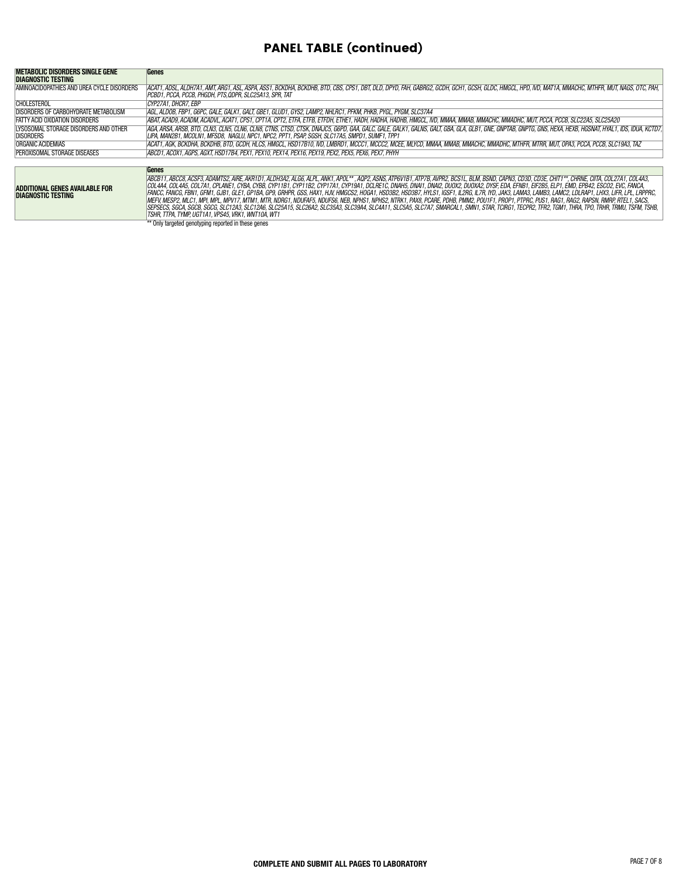# PANEL TABLE (continued)

| METABOLIC DISORDERS SINGLE GENE DIAGNOSTIC TESTING | Genes |
|---|---|
| AMINOACIDOPATHIES AND UREA CYCLE DISORDERS | *ACAT1, ADSL, ALDH7A1, AMT, ARG1, ASL, ASPA, ASS1, BCKDHA, BCKDHB, BTD, CBS, CPS1, DBT, DLD, DPYD, FAH, GABRG2, GCDH, GCH1, GCSH, GLDC, HMGCL, HPD, IVD, MAT1A, MMACHC, MTHFR, MUT, NAGS, OTC, PAH, PCBD1, PCCA, PCCB, PHGDH, PTS,QDPR, SLC25A13, SPR, TAT* |
| CHOLESTEROL | *CYP27A1, DHCR7, EBP* |
| DISORDERS OF CARBOHYDRATE METABOLISM | *AGL, ALDOB, FBP1, G6PC, GALE, GALK1, GALT, GBE1, GLUD1, GYS2, LAMP2, NHLRC1, PFKM, PHKB, PYGL, PYGM, SLC37A4* |
| FATTY ACID OXIDATION DISORDERS | *ABAT, ACAD9, ACADM, ACADVL, ACAT1, CPS1, CPT1A, CPT2, ETFA, ETFB, ETFDH, ETHE1, HADH, HADHA, HADHB, HMGCL, IVD, MMAA, MMAB, MMACHC, MMADHC, MUT, PCCA, PCCB, SLC22A5, SLC25A20* |
| LYSOSOMAL STORAGE DISORDERS AND OTHER DISORDERS | *AGA, ARSA, ARSB, BTD, CLN3, CLN5, CLN6, CLN8, CTNS, CTSD, CTSK, DNAJC5, G6PD, GAA, GALC, GALE, GALK1, GALNS, GALT, GBA, GLA, GLB1, GNE, GNPTAB, GNPTG, GNS, HEXA, HEXB, HGSNAT, HYAL1, IDS, IDUA, KCTD7, LIPA, MAN2B1, MCOLN1, MFSD8, NAGLU, NPC1, NPC2, PPT1, PSAP, SGSH, SLC17A5, SMPD1, SUMF1, TPP1* |
| ORGANIC ACIDEMIAS | *ACAT1, AGK, BCKDHA, BCKDHB, BTD, GCDH, HLCS, HMGCL, HSD17B10, IVD, LMBRD1, MCCC1, MCCC2, MCEE, MLYCD, MMAA, MMAB, MMACHC, MMADHC, MTHFR, MTRR, MUT, OPA3, PCCA, PCCB, SLC19A3, TAZ* |
| PEROXISOMAL STORAGE DISEASES | *ABCD1, ACOX1, AGPS, AGXT, HSD17B4, PEX1, PEX10, PEX14, PEX16, PEX19, PEX2, PEX5, PEX6, PEX7, PHYH* |

| | Genes |
|---|---|
| **ADDITIONAL GENES AVAILABLE FOR DIAGNOSTIC TESTING** | *ABCB11, ABCC8, ACSF3, ADAMTS2, AIRE, AKR1D1, ALDH3A2, ALG6, ALPL, ANK1, APOL\*\* , AQP2, ASNS, ATP6V1B1, ATP7B, AVPR2, BCS1L, BLM, BSND, CAPN3, CD3D, CD3E, CHIT1\*\*, CHRNE, CIITA, COL27A1, COL4A3, COL4A4, COL4A5, COL7A1, CPLANE1, CYBA, CYBB, CYP11B1, CYP11B2, CYP17A1, CYP19A1, DCLRE1C, DNAH5, DNAI1, DNAI2, DUOX2, DUOXA2, DYSF, EDA, EFNB1, EIF2B5, ELP1, EMD, EPB42, ESCO2, EVC, FANCA, FANCC, FANCG, FBN1, GFM1, GJB1, GLE1, GP1BA, GP9, GRHPR, GSS, HAX1, HJV, HMGCS2, HOGA1, HSD3B2, HSD3B7, HYLS1, IGSF1, IL2RG, IL7R, IYD, JAK3, LAMA3, LAMB3, LAMC2, LDLRAP1, LHX3, LIFR, LPL, LRPPRC, MEFV, MESP2, MLC1, MPI, MPL, MPV17, MTM1, MTR, NDRG1, NDUFAF5, NDUFS6, NEB, NPHS1, NPHS2, NTRK1, PAX8, PCARE, PDHB, PMM2, POU1F1, PROP1, PTPRC, PUS1, RAG1, RAG2, RAPSN, RMRP, RTEL1, SACS, SEPSECS, SGCA, SGCB, SGCG, SLC12A3, SLC12A6, SLC25A15, SLC26A2, SLC35A3, SLC39A4, SLC4A11, SLC5A5, SLC7A7, SMARCAL1, SMN1, STAR, TCIRG1, TECPR2, TFR2, TGM1, THRA, TPO, TRHR, TRMU, TSFM, TSHB, TSHR, TTPA, TYMP, UGT1A1, VPS45, VRK1, WNT10A, WT1* |

** Only targeted genotyping reported in these genes

**COMPLETE AND SUBMIT ALL PAGES TO LABORATORY**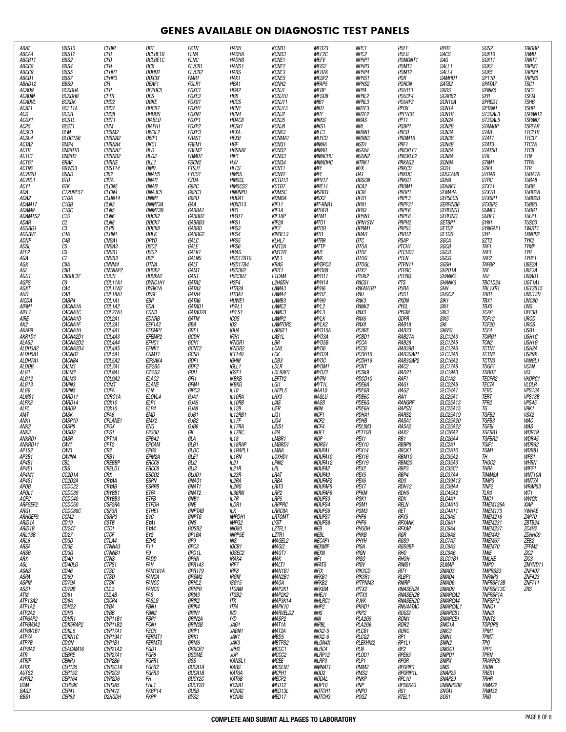# GENES AVAILABLE ON DIAGNOSTIC TEST PANELS

ABAT, ABCA4, ABCB11, ABCC8, ABCC9, ABCD1, ABHD12, ACAD9, ACADM, ACADVL, ACAT1, ACD, ACOX1, ACP5, ACSF3, ACSL4, ACTA2, ACTB, ACTC1, ACTG1, ACTN2, ACVR2B, ACVRL1, ACY1, ADA, ADA2, ADAM17, ADAM9, ADAMTS2, ADAR, ADGRG1, ADGRV1, ADNP, ADSL, AFF2, AGA, AGK, AGL, AGO1, AGPS, AGXT, AHI1, AICDA, AIFM1, AIPL1, AIRE, AK2, AKAP9, AKR1D1, ALAS2, ALDH3A2, ALDH5A1, ALDH7A1, ALDOB, ALG1, ALG12, ALG13, ALG6, ALMS1, ALPK3, ALPL, AMT, ANK1, ANK2, ANK3, ANKRD1, ANKRD11, AP1S2, AP3B1, AP4B1, AP4E1, AP4M1, AP4S1, APOB, APOL1, AQP2, ARFGEF2, ARG1, ARHGEF9, ARID1A, ARID1B, ARL13B, ARL6, ARSA, ARSB, ARX, ASL, ASNS, ASPA, ASPM, ASS1, ATM, ATP13A2, ATP1A2, ATP2A2, ATP6AP2, ATP6V0A2, ATP6V1B1, ATP7A, ATP7B, ATP8A2, ATR, ATRIP, ATRX, AUTS2, AVPR2, B2M, BAG3, BBS1

BBS10, BBS12, BBS2, BBS4, BBS5, BBS7, BBS9, BCKDHA, BCKDHB, BCKDK, BCL11A, BCOR, BCS1L, BEST1, BLM, BLOC1S6, BMP4, BMPR1B, BMPR2, BRAF, BRWD3, BSND, BTD, BTK, C12ORF57, C1QA, C1QB, C1QC, C1S, C2, C3, C4A, C4B, C5, C6, C7, C8A, C8B, C8ORF37, C9, CA4, CA8, CABP4, CACNA1A, CACNA1C, CACNA1D, CACNA1F, CACNA1H, CACNA2D1, CACNA2D2, CACNA2D4, CACNB2, CACNB4, CALM1, CALM2, CALM3, CAPN3, CAPN5, CARD11, CARD14, CARD9, CASK, CASP10, CASP8, CASQ2, CASR, CAV1, CAV3, CAVIN4, CBL, CBS, CC2D1A, CC2D2A, CCDC22, CCDC39, CCDC40, CCDC50, CCDC88C, CCM2, CD19, CD247, CD27, CD3D, CD3E, CD3G, CD40, CD40LG, CD46, CD59, CD79A, CD79B, CD81, CD8A, CDH23, CDH3, CDHR1, CDK5RAP2, CDKL5, CDKN1C, CDON, CEACAM16, CEBPE, CENPJ, CEP135, CEP152, CEP164, CEP290, CEP41, CEP63

CERKL, CFB, CFD, CFH, CFHR1, CFHR3, CFI, CFP, CFTR, CHD2, CHD7, CHD8, CHIT1, CHM, CHRM2, CHRNA2, CHRNA4, CHRNA7, CHRNB2, CHRNE, CHST14, CIB2, CIITA, CLCN2, CLCN4, CLDN14, CLN3, CLN5, CLN6, CLN8, CLPB, CLRN1, CNGA1, CNGA3, CNGB1, CNGB3, CNNM4, CNTNAP2, COCH, COL11A1, COL11A2, COL18A1, COL1A1, COL1A2, COL27A1, COL2A1, COL3A1, COL4A1, COL4A3, COL4A4, COL4A5, COL5A1, COL5A2, COL7A1, COL9A1, COL9A2, COMT, COPA, CORO1A, COX10, COX15, CPA6, CPLANE1, CPOX, CPS1, CPT1A, CPT2, CR2, CRB1, CREBBP, CRELD1, CRX, CRYAA, CRYAB, CRYBB1, CRYBB3, CSF2RA, CSF3R, CSRP3, CSTB, CTC1, CTCF, CTLA4, CTNNA3, CTNNB1, CTNS, CTPS1, CTSC, CTSD, CTSK, CUL3, CUL4B, CXCR4, CYBA, CYBB, CYP11B1, CYP11B2, CYP17A1, CYP19A1, CYP1B1, CYP21A2, CYP27A1, CYP2B6, CYP2C19, CYP2C9, CYP2D6, CYP3A5, CYP4V2, D2HGDH

DBT, DCLRE1B, DCLRE1C, DCX, DDHD2, DDX3X, DEAF1, DEPDC5, DES, DGKE, DHCR7, DHDDS, DIABLO, DIAPH1, DIS3L2, DISP1, DKC1, DLD, DLG3, DLL1, DMD, DNAH5, DNAI1, DNAI2, DNAJC5, DNM1, DNMT3A, DNMT3B, DOCK2, DOCK7, DOCK8, DOLK, DPYD, DSC2, DSG2, DSP, DTNA, DUOX2, DUOXA2, DYNC1H1, DYRK1A, DYSF, EBP, EDA, EDN3, EDNRB, EEF1A2, EFEMP1, EFEMP2, EFHC1, EFNB1, EHMT1, EIF2AK4, EIF2B5, EIF2S3, ELAC2, ELANE, ELN, ELOVL4, ELP1, ELP4, EMD, EMX2, ENG, EP300, EPB42, EPCAM, EPG5, EPM2A, ERCC6, ERCC8, ESCO2, ESPN, ESRRB, ETFA, ETFB, ETFDH, ETHE1, EVC, EYA1, EYA4, EYS, EZH2, F11, F9, FADD, FAH, FAM161A, FANCA, FANCC, FANCG, FAS, FASLG, FBN1, FBN2, FBP1, FCN1, FECH, FERMT1, FERMT3, FGD1, FGF8, FGFR1, FGFR2, FGFR3, FH, FHL1, FKBP14, FKRP

FKTN, FLNA, FLNC, FLVCR1, FLVCR2, FMR1, FOLR1, FOXC1, FOXE3, FOXG1, FOXH1, FOXN1, FOXP1, FOXP2, FOXP3, FRAS1, FREM1, FREM2, FRMD7, FSCN2, FTSJ1, FYCO1, FZD4, G6PC, G6PC3, G6PD, GAA, GABRA1, GABRB2, GABRB3, GABRD, GABRG2, GALC, GALE, GALK1, GALNS, GALT, GAMT, GAS1, GATA2, GATA3, GATA4, GATA6, GATAD1, GATAD2B, GATM, GBA, GBE1, GCDH, GCH1, GCNT2, GCSH, GDF1, GDF2, GDI1, GFI1, GFM1, GIPC3, GJA1, GJA5, GJA8, GJB1, GJB2, GJB6, GK, GLA, GLB1, GLDC, GLE1, GLI2, GLI3, GLUD1, GNAO1, GNAT1, GNAT2, GNB1, GNE, GNPTAB, GNPTG, GNS, GOSR2, GP1BA, GP9, GPC3, GPD1L, GPHN, GPR143, GPR179, GPSM2, GRHL2, GRHPR, GRIA3, GRIK2, GRIK4, GRIN1, GRIN2A, GRIN2B, GRIP1, GRK1, GRM6, GRXCR1, GSDME, GSS, GUCA1A, GUCA1B, GUCY2C, GUCY2D, GUSB, GYS2

HADH, HADHA, HADHB, HAND1, HARS, HAX1, HBA1, HBA2, HBB, HCCS, HCN1, HCN4, HDAC8, HESX1, HEXA, HEXB, HGF, HGSNAT, HIP1, HJV, HLCS, HMBS, HMGCL, HMGCS2, HNRNPU, HOGA1, HOXD13, HPD, HPRT1, HPS1, HPS3, HPS4, HPS5, HPS6, HRAS, HSD17B10, HSD17B4, HSD3B2, HSD3B7, HSF4, HTR2A, HTRA1, HUWE1, HYAL1, HYLS1, ICOS, IDS, IDUA, IFIH1, IFNGR1, IFNGR2, IFT140, IGHM, IGLL1, IGSF1, IKBKB, IKBKG, IL10, IL10RA, IL10RB, IL12B, IL12RB1, IL17F, IL17RA, IL17RC, IL18, IL1RAP, IL1RAPL1, IL1RN, IL21, IL21R, IL23R, IL2RA, IL2RG, IL36RN, IL7R, ILDR1, ILK, IMPDH1, IMPG2, INO80, INPP5E, INS, IQCB1, IQSEC2, IRAK4, IRF7, IRF8, IRGM, ISG15, ITGAM, ITGB2, ITK, ITPA, IVD, IYD, JAG1, JAGN1, JAK1, JAK3, JPH2, JUP, KANSL1, KARS, KAT6A, KAT6B, KCNA1, KCNA2, KCNA5

KCNB1, KCND3, KCNE1, KCNE2, KCNE3, KCNE5, KCNH2, KCNJ1, KCNJ10, KCNJ11, KCNJ13, KCNJ2, KCNJ5, KCNJ8, KCNK3, KCNMA1, KCNQ1, KCNQ2, KCNQ3, KCNQ4, KCNT1, KCNV2, KCTD13, KCTD7, KDM5C, KDM6A, KIF11, KIF1A, KIF1BP, KIF2A, KIF7, KIRREL3, KLHL7, KMT2A, KMT2D, KNL1, KRAS, KRIT1, L1CAM, L2HGDH, LAMA3, LAMA4, LAMB3, LAMC2, LAMC3, LAMP2, LAMTOR2, LARGE1, LAS1L, LBR, LCA5, LCK, LDB3, LDLR, LDLRAP1, LEFTY2, LGI1, LHFPL5, LHX3, LIAS, LIFR, LIG1, LIG4, LINS1, LIPA, LMBR1, LMBRD1, LMNA, LOXHD1, LPIN2, LPL, LRAT, LRBA, LRIT3, LRP2, LRP5, LRPPRC, LRRC8A, LRTOMT, LYST, LZTFL1, LZTR1, MAGEL2, MAGI2, MAGT1, MAK, MALT1, MAN1B1, MAN2B1, MAOA, MAP2K1, MAP2K2, MAP3K14, MAPK10, MARVELD2, MASP2, MAT1A, MAT2A, MBD5, MBTPS2, MCCC1, MCCC2, MCEE, MCOLN1, MCPH1, MECP2, MED12, MED13L, MED17

MED23, MEF2C, MEFV, MEIS2, MERTK, MESP2, MFAP5, MFRP, MFSD8, MIB1, MID1, MITF, MKKS, MKS1, MLC1, MLYCD, MMAA, MMAB, MMACHC, MMADHC, MPI, MPL, MPV17, MRE11, MSRB3, MSX2, MT-RNR1, MTHFR, MTM1, MTO1, MTOR, MTR, MTRR, MTTP, MUT, MVK, MYBPC3, MYD88, MYH11, MYH14, MYH6, MYH7, MYH9, MYL2, MYL3, MYLK, MYLK2, MYO15A, MYO3A, MYO5B, MYO6, MYO7A, MYOC, MYOM1, MYOZ2, MYPN, MYT1L, NAA10, NAGLU, NAGS, NBN, NCF1, NCF2, NCF4, NDE1, NDP, NDRG1, NDUFA1, NDUFA10, NDUFA12, NDUFA2, NDUFA9, NDUFAF2, NDUFAF5, NDUFAF6, NDUFS3, NDUFS4, NDUFS6, NDUFS7, NDUFS8, NEB, NEBL, NECAP1, NEXMIF, NEXN, NF1, NFAT5, NFIX, NFKB1, NFKB2, NFKBIA, NHEJ1, NHLRC1, NHP2, NHS, NIN, NIPBL, NKX2-5, NKX2-6, NLGN4X, NLRC4, NLRP12, NLRP3, NMNAT1, NOD2, NODAL, NOP10, NOTCH1, NOTCH3

NPC1, NPC2, NPHP1, NPHP3, NPHP4, NPHS1, NPHS2, NPPA, NPRL2, NPRL3, NR2E3, NR2F2, NRAS, NRL, NRXN1, NRXN3, NSD1, NSDHL, NSUN2, NTRK1, NYX, OAT, OBSCN, OCA2, OCRL, OFD1, OPA1, OPA3, OPHN1, OPN1SW, OPRM1, ORAI1, OTC, OTOA, OTOF, OTOG, OTOGL, OTX2, P2RX2, PACS1, PAFAH1B1, PAH, PAK3, PANK2, PAX3, PAX6, PAX8, PCARE, PCBD1, PCCA, PCCB, PCDH15, PCDH19, PCNT, PCSK9, PDCD10, PDE6A, PDE6B, PDE6C, PDE6G, PDE6H, PDHA1, PDHB, PDLIM3, PET100, PEX1, PEX10, PEX14, PEX16, PEX19, PEX2, PEX5, PEX6, PEX7, PFKM, PGK1, PGM1, PGM3, PHF6, PHF8, PHGDH, PHKB, PHYH, PIGA, PIGN, PIGO, PIGV, PIK3CD, PIK3R1, PITPNM3, PITX2, PITX3, PJVK, PKHD1, PKP2, PLA2G5, PLA2G6, PLCB1, PLCG2, PLEKHM2, PLN, PLOD1, PLP1, PMM2, PMS2, PNKP, PNP, PNPO, POGZ

POLE, POLG, POMGNT1, POMT1, POMT2, POR, PORCN, POU1F1, POU3F4, POU4F3, PPOX, PPP1CB, PPT1, PQBP1, PRCD, PRDM16, PRF1, PRICKLE1, PRICKLE2, PRKAG2, PRKCD, PRKDC, PRKG1, PROM1, PROP1, PRPF3, PRPF31, PRPF6, PRPF8, PRPH2, PRPS1, PRRT2, PSAP, PTCH1, PTCHD1, PTEN, PTPN11, PTPRC, PTPRQ, PTS, PURA, PUS1, PXDN, PYGL, PYGM, QDPR, RAB18, RAB23, RAB27A, RAB28, RAB39B, RAB3GAP1, RAB3GAP2, RAC2, RAD21, RAF1, RAG1, RAG2, RAI1, RANGRF, RAPSN, RARS2, RASA1, RASA2, RAX2, RB1, RBBP8, RBCK1, RBM10, RBM20, RBP3, RBP4, RD3, RDH12, RDH5, RDX, RELN, RET, RFX5, RFXANK, RFXAP, RGR, RGS9, RGS9BP, RHO, RHOH, RIMS1, RIT1, RLBP1, RMRP, RNASEH2A, RNASEH2B, RNASEH2C, RNU4ATAC, ROGDI, ROM1, ROR2, RORC, RP1, RP1L1, RP2, RPE65, RPGR, RPGRIP1, RPGRIP1L, RPL10, RPS6KA3, RS1, RTEL1

RYR2, SACS, SAG, SALL1, SALL4, SAMHD1, SATB2, SBDS, SCARB2, SCN10A, SCN1A, SCN1B, SCN2A, SCN2B, SCN3A, SCN3B, SCN4B, SCN5A, SCN8A, SCN9A, SCO1, SDCCAG8, SDHA, SDHAF1, SEMA4A, SEPSECS, SERPINB6, SERPING1, SERPINI1, SETBP1, SETD2, SETD5, SGCA, SGCB, SGCD, SGCG, SGSH, SH2D1A, SHANK2, SHANK3, SHH, SHOC2, SIK1, SIX1, SIX3, SIX5, SKI, SKIV2L, SLC12A3, SLC12A5, SLC12A6, SLC13A5, SLC16A2, SLC17A5, SLC19A3, SLC1A2, SLC22A5, SLC24A1, SLC25A1, SLC25A13, SLC25A15, SLC25A19, SLC25A20, SLC25A22, SLC26A2, SLC26A4, SLC2A1, SLC2A10, SLC35A2, SLC35A3, SLC35C1, SLC37A4, SLC39A13, SLC39A4, SLC45A2, SLC4A1, SLC4A10, SLC4A11, SLC5A5, SLC6A1, SLC6A4, SLC6A8, SLC7A7, SLC9A3, SLC9A6, SLCO1B1, SLMAP, SMAD3, SMAD4, SMAD6, SMAD9, SMARCA2, SMARCA4, SMARCAL1, SMARCB1, SMARCE1, SMC1A, SMC3, SMN1, SMN2, SMOC1, SMPD1, SMPX, SMS, SNAP25, SNAP29, SNRNP200, SNTA1, SOS1

SOS2, SOX10, SOX11, SOX2, SOX5, SP110, SPATA7, SPINK5, SPR, SPRED1, SPTAN1, ST3GAL3, ST3GAL5, STAMBP, STAR, STAT1, STAT3, STAT5B, STIL, STIM1, STK4, STRA6, STRC, STX11, STX1B, STXBP1, STXBP2, SUMF1, SURF1, SYN1, SYNGAP1, SYP, SZT2, TAF1, TAP1, TAP2, TAPBP, TAT, TAZ, TBC1D24, TBL1XR1, TBR1, TBX1, TBX5, TCAP, TCF12, TCF20, TCF4, TCIRG1, TCN2, TCTN1, TCTN2, TCTN3, TDGF1, TDRD7, TECPR2, TECTA, TERC, TERT, TFR2, TG, TGFB2, TGFB3, TGFBI, TGFBR1, TGFBR2, TGIF1, TGM1, TH, THOC2, THRA, TIMM8A, TIMP3, TINF2, TLR3, TMC1, TMEM126A, TMEM173, TMEM216, TMEM231, TMEM237, TMEM43, TMEM67, TMEM70, TMIE, TMLHE, TMPO, TMPRSS3, TNFAIP3, TNFRSF13B, TNFRSF13C, TNFRSF1A, TNFSF12, TNNC1, TNNI3, TNNT2, TOPORS, TPM1, TPMT, TPO, TPP1, TPRN, TRAPPC9, TRDN, TREX1, TRHR, TRIM22, TRIM32, TRIO

TRIOBP, TRMU, TRNT1, TRPM1, TRPM4, TRPM6, TSC1, TSC2, TSFM, TSHB, TSHR, TSPAN12, TSPAN7, TSPEAR, TTC21B, TTC37, TTC7A, TTC8, TTN, TTPA, TTR, TUBA1A, TUBA8, TUBB, TUBB2A, TUBB2B, TUBB3, TUBG1, TULP1, TUSC3, TWIST1, TXNRD2, TYK2, TYMP, TYR, TYRP1, UBE2A, UBE3A, UBIAD1, UGT1A1, UGT2B15, UNC13D, UNC80, UNG, UPF3B, UROD, UROS, USB1, USH1C, USH1G, USH2A, USP9X, VANGL1, VCAN, VCL, VKORC1, VLDLR, VPS13A, VPS13B, VPS45, VRK1, VSX2, WAC, WAS, WDR19, WDR45, WDR62, WDR81, WFS1, WHRN, WIPF1, WNT10A, WNT7A, WRAP53, WT1, WWOX, XIAP, YWHAE, ZAP70, ZBTB24, ZC4H2, ZDHHC9, ZEB2, ZFPM2, ZIC2, ZIC3, ZMYND11, ZNF407, ZNF423, ZNF711, ZRS